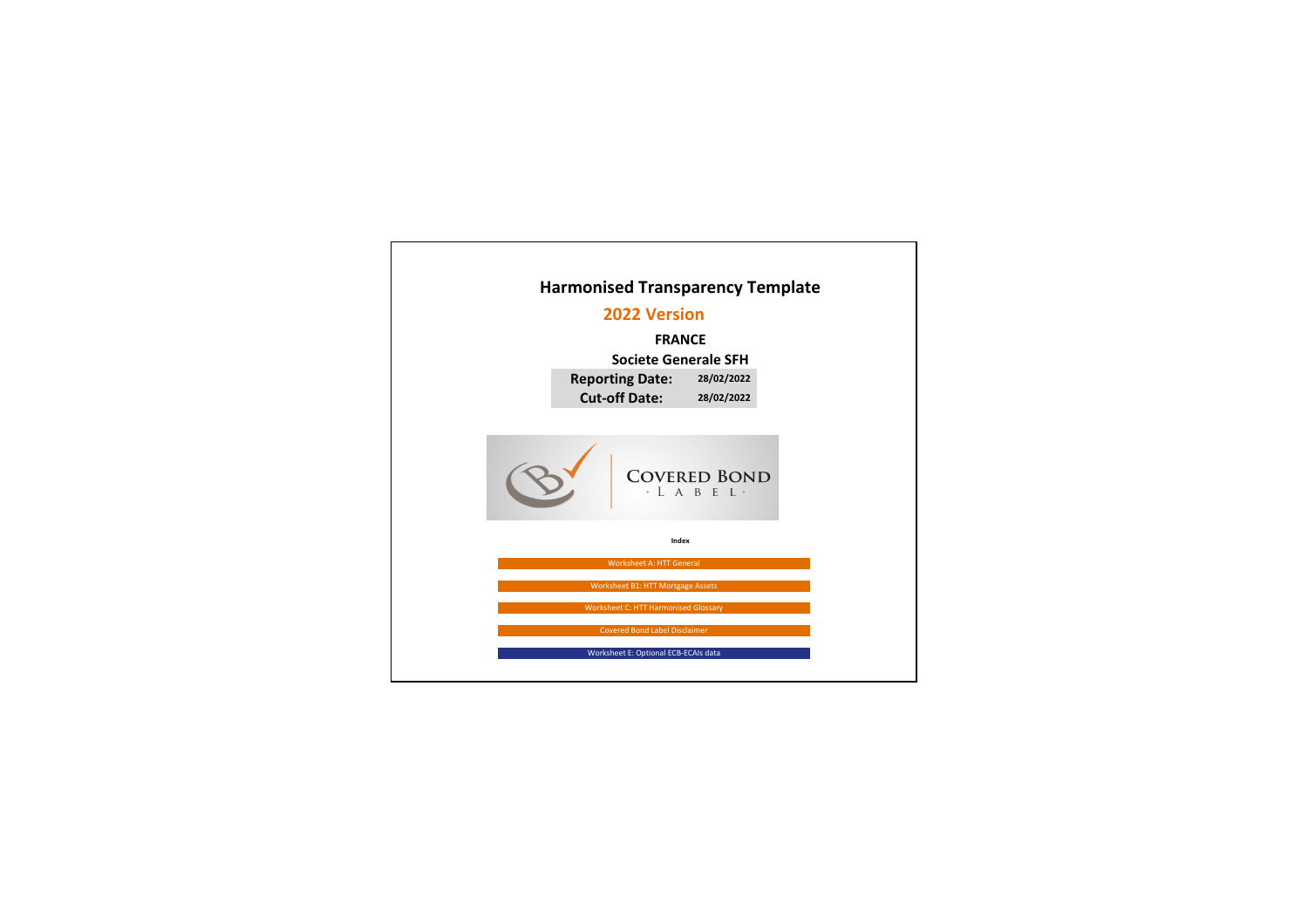# Harmonised Transparency Template

## 2022 Version

**FRANCE**

**Societe Generale SFH**

| | |
|---|---|
| **Reporting Date:** | **28/02/2022** |
| **Cut-off Date:** | **28/02/2022** |

COVERED BOND · L A B E L ·

**Index**

- Worksheet A: HTT General
- Worksheet B1: HTT Mortgage Assets
- Worksheet C: HTT Harmonised Glossary
- Covered Bond Label Disclaimer
- Worksheet E: Optional ECB-ECAIs data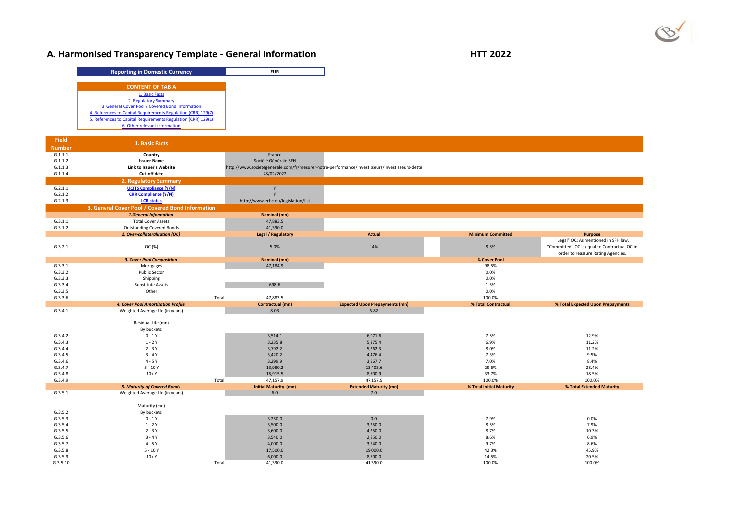# A. Harmonised Transparency Template - General Information

**HTT 2022**

| Reporting in Domestic Currency | EUR |
|---|---|

**CONTENT OF TAB A**

1. Basic Facts
2. Regulatory Summary
3. General Cover Pool / Covered Bond Information
4. References to Capital Requirements Regulation (CRR) 129(7)
5. References to Capital Requirements Regulation (CRR) 129(1)
6. Other relevant information

| Field Number | 1. Basic Facts | | | | |
|---|---|---|---|---|---|
| G.1.1.1 | **Country** | France | | | |
| G.1.1.2 | **Issuer Name** | Société Générale SFH | | | |
| G.1.1.3 | **Link to Issuer's Website** | http://www.societegenerale.com/fr/mesurer-notre-performance/investisseurs/investisseurs-dette | | | |
| G.1.1.4 | **Cut-off date** | 28/02/2022 | | | |
| | **2. Regulatory Summary** | | | | |
| G.2.1.1 | **UCITS Compliance (Y/N)** | Y | | | |
| G.2.1.2 | **CRR Compliance (Y/N)** | Y | | | |
| G.2.1.3 | **LCR status** | http://www.ecbc.eu/legislation/list | | | |
| | **3. General Cover Pool / Covered Bond Information** | | | | |
| | ***1.General Information*** | **Nominal (mn)** | | | |
| G.3.1.1 | Total Cover Assets | 47,883.5 | | | |
| G.3.1.2 | Outstanding Covered Bonds | 41,390.0 | | | |
| | ***2. Over-collateralisation (OC)*** | **Legal / Regulatory** | **Actual** | **Minimum Committed** | **Purpose** |
| G.3.2.1 | OC (%) | 5.0% | 14% | 8.5% | "Legal" OC: As mentioned in SFH law. "Committed" OC is equal to Contractual OC in order to reassure Rating Agencies. |
| | ***3. Cover Pool Composition*** | **Nominal (mn)** | | **% Cover Pool** | |
| G.3.3.1 | Mortgages | 47,184.9 | | 98.5% | |
| G.3.3.2 | Public Sector | | | 0.0% | |
| G.3.3.3 | Shipping | | | 0.0% | |
| G.3.3.4 | Substitute Assets | 698.6 | | 1.5% | |
| G.3.3.5 | Other | | | 0.0% | |
| G.3.3.6 | Total | 47,883.5 | | 100.0% | |
| | ***4. Cover Pool Amortisation Profile*** | **Contractual (mn)** | **Expected Upon Prepayments (mn)** | **% Total Contractual** | **% Total Expected Upon Prepayments** |
| G.3.4.1 | Weighted Average life (in years) | 8.03 | 5.82 | | |
| | Residual Life (mn) | | | | |
| | By buckets: | | | | |
| G.3.4.2 | 0 - 1 Y | 3,514.1 | 6,071.6 | 7.5% | 12.9% |
| G.3.4.3 | 1 - 2 Y | 3,235.8 | 5,275.4 | 6.9% | 11.2% |
| G.3.4.4 | 2 - 3 Y | 3,792.2 | 5,262.3 | 8.0% | 11.2% |
| G.3.4.5 | 3 - 4 Y | 3,420.2 | 4,476.4 | 7.3% | 9.5% |
| G.3.4.6 | 4 - 5 Y | 3,299.9 | 3,967.7 | 7.0% | 8.4% |
| G.3.4.7 | 5 - 10 Y | 13,980.2 | 13,403.6 | 29.6% | 28.4% |
| G.3.4.8 | 10+ Y | 15,915.5 | 8,700.9 | 33.7% | 18.5% |
| G.3.4.9 | Total | 47,157.9 | 47,157.9 | 100.0% | 100.0% |
| | ***5. Maturity of Covered Bonds*** | **Initial Maturity (mn)** | **Extended Maturity (mn)** | **% Total Initial Maturity** | **% Total Extended Maturity** |
| G.3.5.1 | Weighted Average life (in years) | 6.0 | 7.0 | | |
| | Maturity (mn) | | | | |
| G.3.5.2 | By buckets: | | | | |
| G.3.5.3 | 0 - 1 Y | 3,250.0 | 0.0 | 7.9% | 0.0% |
| G.3.5.4 | 1 - 2 Y | 3,500.0 | 3,250.0 | 8.5% | 7.9% |
| G.3.5.5 | 2 - 3 Y | 3,600.0 | 4,250.0 | 8.7% | 10.3% |
| G.3.5.6 | 3 - 4 Y | 3,540.0 | 2,850.0 | 8.6% | 6.9% |
| G.3.5.7 | 4 - 5 Y | 4,000.0 | 3,540.0 | 9.7% | 8.6% |
| G.3.5.8 | 5 - 10 Y | 17,500.0 | 19,000.0 | 42.3% | 45.9% |
| G.3.5.9 | 10+ Y | 6,000.0 | 8,500.0 | 14.5% | 20.5% |
| G.3.5.10 | Total | 41,390.0 | 41,390.0 | 100.0% | 100.0% |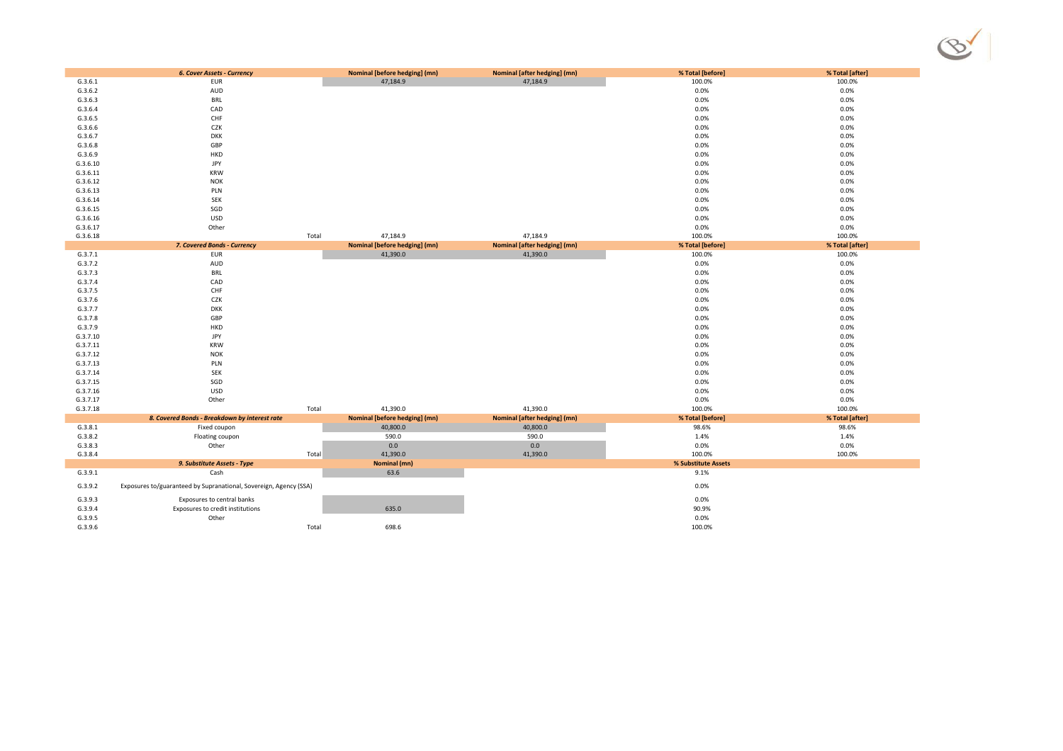| | 6. Cover Assets - Currency | Nominal [before hedging] (mn) | Nominal [after hedging] (mn) | % Total [before] | % Total [after] |
|---|---|---|---|---|---|
| G.3.6.1 | EUR | 47,184.9 | 47,184.9 | 100.0% | 100.0% |
| G.3.6.2 | AUD | | | 0.0% | 0.0% |
| G.3.6.3 | BRL | | | 0.0% | 0.0% |
| G.3.6.4 | CAD | | | 0.0% | 0.0% |
| G.3.6.5 | CHF | | | 0.0% | 0.0% |
| G.3.6.6 | CZK | | | 0.0% | 0.0% |
| G.3.6.7 | DKK | | | 0.0% | 0.0% |
| G.3.6.8 | GBP | | | 0.0% | 0.0% |
| G.3.6.9 | HKD | | | 0.0% | 0.0% |
| G.3.6.10 | JPY | | | 0.0% | 0.0% |
| G.3.6.11 | KRW | | | 0.0% | 0.0% |
| G.3.6.12 | NOK | | | 0.0% | 0.0% |
| G.3.6.13 | PLN | | | 0.0% | 0.0% |
| G.3.6.14 | SEK | | | 0.0% | 0.0% |
| G.3.6.15 | SGD | | | 0.0% | 0.0% |
| G.3.6.16 | USD | | | 0.0% | 0.0% |
| G.3.6.17 | Other | | | 0.0% | 0.0% |
| G.3.6.18 | Total | 47,184.9 | 47,184.9 | 100.0% | 100.0% |

| | 7. Covered Bonds - Currency | Nominal [before hedging] (mn) | Nominal [after hedging] (mn) | % Total [before] | % Total [after] |
|---|---|---|---|---|---|
| G.3.7.1 | EUR | 41,390.0 | 41,390.0 | 100.0% | 100.0% |
| G.3.7.2 | AUD | | | 0.0% | 0.0% |
| G.3.7.3 | BRL | | | 0.0% | 0.0% |
| G.3.7.4 | CAD | | | 0.0% | 0.0% |
| G.3.7.5 | CHF | | | 0.0% | 0.0% |
| G.3.7.6 | CZK | | | 0.0% | 0.0% |
| G.3.7.7 | DKK | | | 0.0% | 0.0% |
| G.3.7.8 | GBP | | | 0.0% | 0.0% |
| G.3.7.9 | HKD | | | 0.0% | 0.0% |
| G.3.7.10 | JPY | | | 0.0% | 0.0% |
| G.3.7.11 | KRW | | | 0.0% | 0.0% |
| G.3.7.12 | NOK | | | 0.0% | 0.0% |
| G.3.7.13 | PLN | | | 0.0% | 0.0% |
| G.3.7.14 | SEK | | | 0.0% | 0.0% |
| G.3.7.15 | SGD | | | 0.0% | 0.0% |
| G.3.7.16 | USD | | | 0.0% | 0.0% |
| G.3.7.17 | Other | | | 0.0% | 0.0% |
| G.3.7.18 | Total | 41,390.0 | 41,390.0 | 100.0% | 100.0% |

| | 8. Covered Bonds - Breakdown by interest rate | Nominal [before hedging] (mn) | Nominal [after hedging] (mn) | % Total [before] | % Total [after] |
|---|---|---|---|---|---|
| G.3.8.1 | Fixed coupon | 40,800.0 | 40,800.0 | 98.6% | 98.6% |
| G.3.8.2 | Floating coupon | 590.0 | 590.0 | 1.4% | 1.4% |
| G.3.8.3 | Other | 0.0 | 0.0 | 0.0% | 0.0% |
| G.3.8.4 | Total | 41,390.0 | 41,390.0 | 100.0% | 100.0% |

| | 9. Substitute Assets - Type | Nominal (mn) | % Substitute Assets |
|---|---|---|---|
| G.3.9.1 | Cash | 63.6 | 9.1% |
| G.3.9.2 | Exposures to/guaranteed by Supranational, Sovereign, Agency (SSA) | | 0.0% |
| G.3.9.3 | Exposures to central banks | | 0.0% |
| G.3.9.4 | Exposures to credit institutions | 635.0 | 90.9% |
| G.3.9.5 | Other | | 0.0% |
| G.3.9.6 | Total | 698.6 | 100.0% |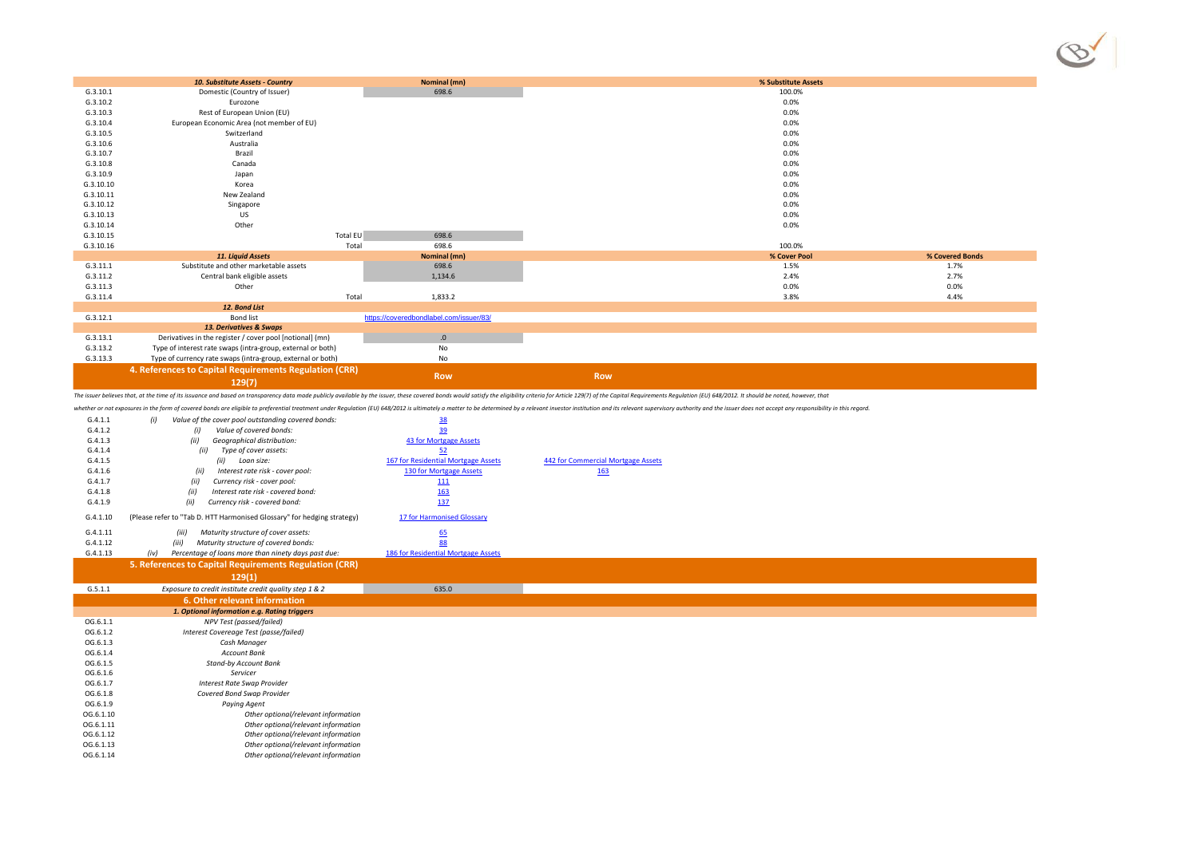| | 10. Substitute Assets - Country | Nominal (mn) | % Substitute Assets | |
|---|---|---|---|---|
| G.3.10.1 | Domestic (Country of Issuer) | 698.6 | 100.0% | |
| G.3.10.2 | Eurozone | | 0.0% | |
| G.3.10.3 | Rest of European Union (EU) | | 0.0% | |
| G.3.10.4 | European Economic Area (not member of EU) | | 0.0% | |
| G.3.10.5 | Switzerland | | 0.0% | |
| G.3.10.6 | Australia | | 0.0% | |
| G.3.10.7 | Brazil | | 0.0% | |
| G.3.10.8 | Canada | | 0.0% | |
| G.3.10.9 | Japan | | 0.0% | |
| G.3.10.10 | Korea | | 0.0% | |
| G.3.10.11 | New Zealand | | 0.0% | |
| G.3.10.12 | Singapore | | 0.0% | |
| G.3.10.13 | US | | 0.0% | |
| G.3.10.14 | Other | | 0.0% | |
| G.3.10.15 | Total EU | 698.6 | | |
| G.3.10.16 | Total | 698.6 | 100.0% | |
| | **11. Liquid Assets** | **Nominal (mn)** | **% Cover Pool** | **% Covered Bonds** |
| G.3.11.1 | Substitute and other marketable assets | 698.6 | 1.5% | 1.7% |
| G.3.11.2 | Central bank eligible assets | 1,134.6 | 2.4% | 2.7% |
| G.3.11.3 | Other | | 0.0% | 0.0% |
| G.3.11.4 | Total | 1,833.2 | 3.8% | 4.4% |
| | **12. Bond List** | | | |
| G.3.12.1 | Bond list | https://coveredbondlabel.com/issuer/83/ | | |
| | **13. Derivatives & Swaps** | | | |
| G.3.13.1 | Derivatives in the register / cover pool [notional] (mn) | .0 | | |
| G.3.13.2 | Type of interest rate swaps (intra-group, external or both) | No | | |
| G.3.13.3 | Type of currency rate swaps (intra-group, external or both) | No | | |

## 4. References to Capital Requirements Regulation (CRR) 129(7)

The issuer believes that, at the time of its issuance and based on transparency data made publicly available by the issuer, these covered bonds would satisfy the eligibility criteria for Article 129(7) of the Capital Requirements Regulation (EU) 648/2012. It should be noted, however, that whether or not exposures in the form of covered bonds are eligible to preferential treatment under Regulation (EU) 648/2012 is ultimately a matter to be determined by a relevant investor institution and its relevant supervisory authority and the issuer does not accept any responsibility in this regard.

| | | Row | Row |
|---|---|---|---|
| G.4.1.1 | *(i) Value of the cover pool outstanding covered bonds:* | 38 | |
| G.4.1.2 | *(i) Value of covered bonds:* | 39 | |
| G.4.1.3 | *(ii) Geographical distribution:* | 43 for Mortgage Assets | |
| G.4.1.4 | *(ii) Type of cover assets:* | 52 | |
| G.4.1.5 | *(ii) Loan size:* | 167 for Residential Mortgage Assets | 442 for Commercial Mortgage Assets |
| G.4.1.6 | *(ii) Interest rate risk - cover pool:* | 130 for Mortgage Assets | 163 |
| G.4.1.7 | *(ii) Currency risk - cover pool:* | 111 | |
| G.4.1.8 | *(ii) Interest rate risk - covered bond:* | 163 | |
| G.4.1.9 | *(ii) Currency risk - covered bond:* | 137 | |
| G.4.1.10 | (Please refer to "Tab D. HTT Harmonised Glossary" for hedging strategy) | 17 for Harmonised Glossary | |
| G.4.1.11 | *(iii) Maturity structure of cover assets:* | 65 | |
| G.4.1.12 | *(iii) Maturity structure of covered bonds:* | 88 | |
| G.4.1.13 | *(iv) Percentage of loans more than ninety days past due:* | 186 for Residential Mortgage Assets | |

## 5. References to Capital Requirements Regulation (CRR) 129(1)

| | | |
|---|---|---|
| G.5.1.1 | *Exposure to credit institute credit quality step 1 & 2* | 635.0 |

## 6. Other relevant information

| | 1. Optional information e.g. Rating triggers |
|---|---|
| OG.6.1.1 | *NPV Test (passed/failed)* |
| OG.6.1.2 | *Interest Covereage Test (passe/failed)* |
| OG.6.1.3 | *Cash Manager* |
| OG.6.1.4 | *Account Bank* |
| OG.6.1.5 | *Stand-by Account Bank* |
| OG.6.1.6 | *Servicer* |
| OG.6.1.7 | *Interest Rate Swap Provider* |
| OG.6.1.8 | *Covered Bond Swap Provider* |
| OG.6.1.9 | *Paying Agent* |
| OG.6.1.10 | *Other optional/relevant information* |
| OG.6.1.11 | *Other optional/relevant information* |
| OG.6.1.12 | *Other optional/relevant information* |
| OG.6.1.13 | *Other optional/relevant information* |
| OG.6.1.14 | *Other optional/relevant information* |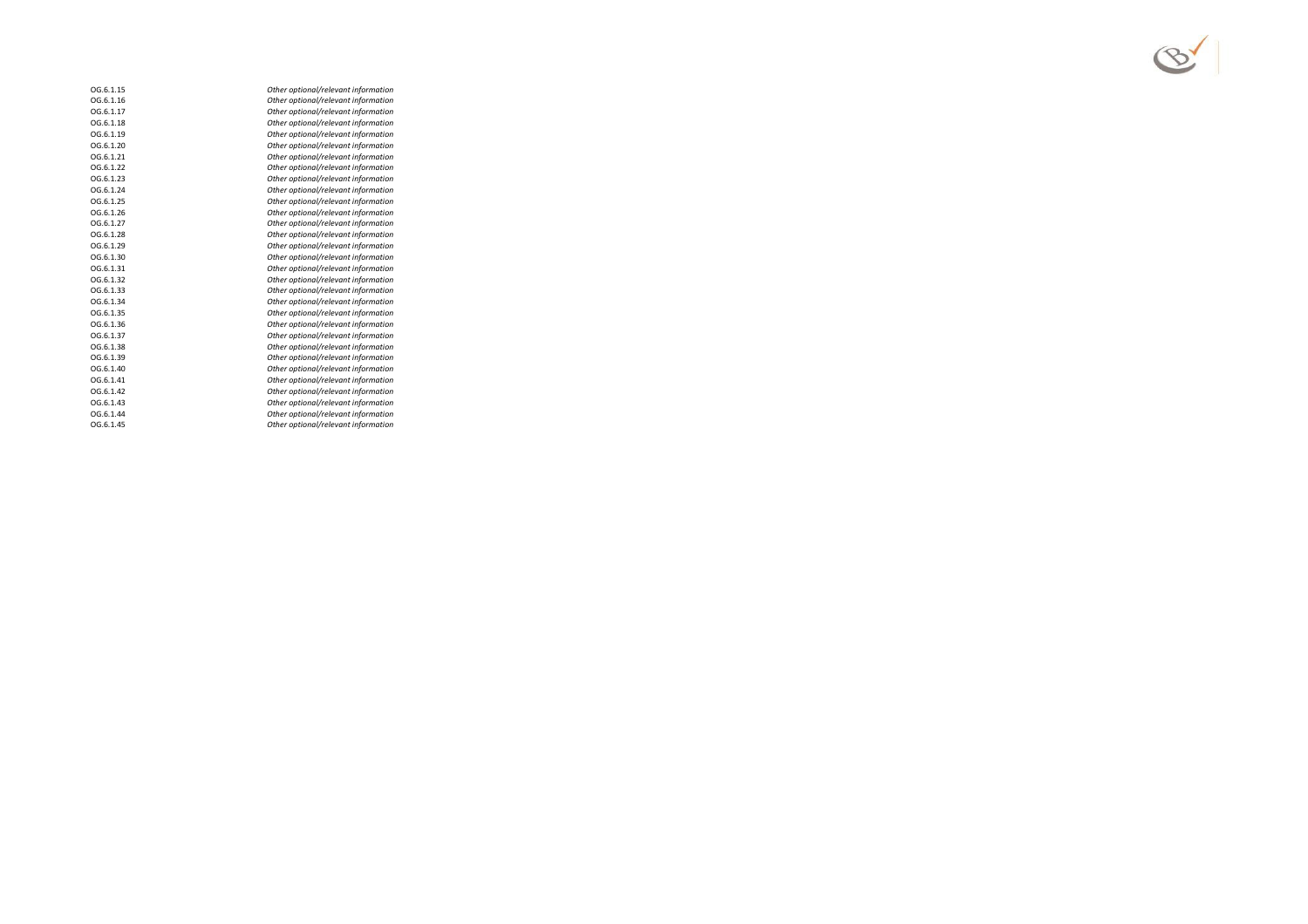| | |
|---|---|
| OG.6.1.15 | *Other optional/relevant information* |
| OG.6.1.16 | *Other optional/relevant information* |
| OG.6.1.17 | *Other optional/relevant information* |
| OG.6.1.18 | *Other optional/relevant information* |
| OG.6.1.19 | *Other optional/relevant information* |
| OG.6.1.20 | *Other optional/relevant information* |
| OG.6.1.21 | *Other optional/relevant information* |
| OG.6.1.22 | *Other optional/relevant information* |
| OG.6.1.23 | *Other optional/relevant information* |
| OG.6.1.24 | *Other optional/relevant information* |
| OG.6.1.25 | *Other optional/relevant information* |
| OG.6.1.26 | *Other optional/relevant information* |
| OG.6.1.27 | *Other optional/relevant information* |
| OG.6.1.28 | *Other optional/relevant information* |
| OG.6.1.29 | *Other optional/relevant information* |
| OG.6.1.30 | *Other optional/relevant information* |
| OG.6.1.31 | *Other optional/relevant information* |
| OG.6.1.32 | *Other optional/relevant information* |
| OG.6.1.33 | *Other optional/relevant information* |
| OG.6.1.34 | *Other optional/relevant information* |
| OG.6.1.35 | *Other optional/relevant information* |
| OG.6.1.36 | *Other optional/relevant information* |
| OG.6.1.37 | *Other optional/relevant information* |
| OG.6.1.38 | *Other optional/relevant information* |
| OG.6.1.39 | *Other optional/relevant information* |
| OG.6.1.40 | *Other optional/relevant information* |
| OG.6.1.41 | *Other optional/relevant information* |
| OG.6.1.42 | *Other optional/relevant information* |
| OG.6.1.43 | *Other optional/relevant information* |
| OG.6.1.44 | *Other optional/relevant information* |
| OG.6.1.45 | *Other optional/relevant information* |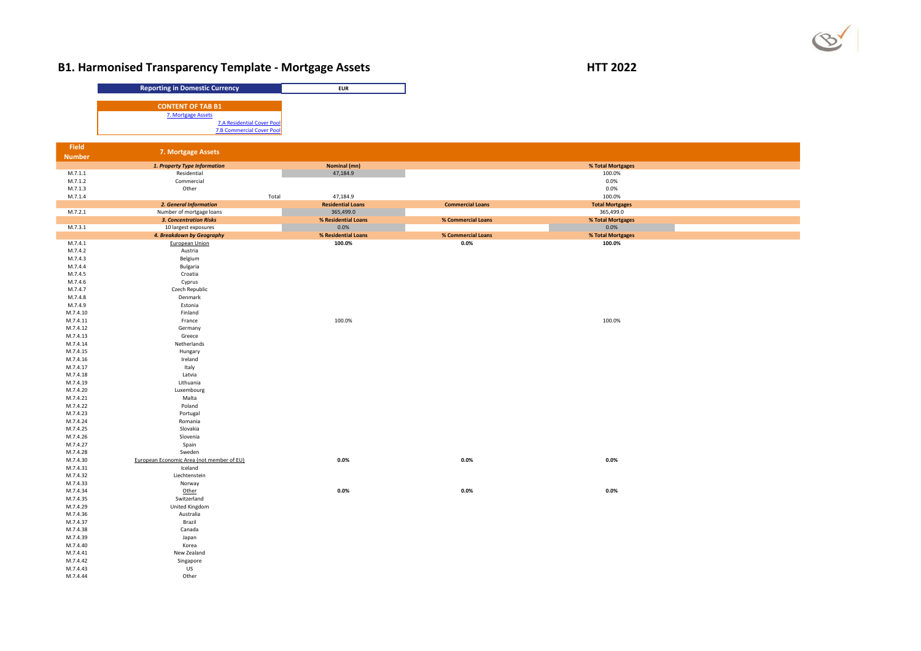# B1. Harmonised Transparency Template - Mortgage Assets

**HTT 2022**

| Reporting in Domestic Currency | EUR |
|---|---|

**CONTENT OF TAB B1**

7. Mortgage Assets
7.A Residential Cover Pool
7.B Commercial Cover Pool

| Field Number | 7. Mortgage Assets | | | |
|---|---|---|---|---|
| | ***1. Property Type Information*** | **Nominal (mn)** | | **% Total Mortgages** |
| M.7.1.1 | Residential | 47,184.9 | | 100.0% |
| M.7.1.2 | Commercial | | | 0.0% |
| M.7.1.3 | Other | | | 0.0% |
| M.7.1.4 | Total | 47,184.9 | | 100.0% |
| | ***2. General Information*** | **Residential Loans** | **Commercial Loans** | **Total Mortgages** |
| M.7.2.1 | Number of mortgage loans | 365,499.0 | | 365,499.0 |
| | ***3. Concentration Risks*** | **% Residential Loans** | **% Commercial Loans** | **% Total Mortgages** |
| M.7.3.1 | 10 largest exposures | 0.0% | | 0.0% |
| | ***4. Breakdown by Geography*** | **% Residential Loans** | **% Commercial Loans** | **% Total Mortgages** |
| M.7.4.1 | European Union | **100.0%** | **0.0%** | **100.0%** |
| M.7.4.2 | Austria | | | |
| M.7.4.3 | Belgium | | | |
| M.7.4.4 | Bulgaria | | | |
| M.7.4.5 | Croatia | | | |
| M.7.4.6 | Cyprus | | | |
| M.7.4.7 | Czech Republic | | | |
| M.7.4.8 | Denmark | | | |
| M.7.4.9 | Estonia | | | |
| M.7.4.10 | Finland | | | |
| M.7.4.11 | France | 100.0% | | 100.0% |
| M.7.4.12 | Germany | | | |
| M.7.4.13 | Greece | | | |
| M.7.4.14 | Netherlands | | | |
| M.7.4.15 | Hungary | | | |
| M.7.4.16 | Ireland | | | |
| M.7.4.17 | Italy | | | |
| M.7.4.18 | Latvia | | | |
| M.7.4.19 | Lithuania | | | |
| M.7.4.20 | Luxembourg | | | |
| M.7.4.21 | Malta | | | |
| M.7.4.22 | Poland | | | |
| M.7.4.23 | Portugal | | | |
| M.7.4.24 | Romania | | | |
| M.7.4.25 | Slovakia | | | |
| M.7.4.26 | Slovenia | | | |
| M.7.4.27 | Spain | | | |
| M.7.4.28 | Sweden | | | |
| M.7.4.30 | European Economic Area (not member of EU) | **0.0%** | **0.0%** | **0.0%** |
| M.7.4.31 | Iceland | | | |
| M.7.4.32 | Liechtenstein | | | |
| M.7.4.33 | Norway | | | |
| M.7.4.34 | Other | **0.0%** | **0.0%** | **0.0%** |
| M.7.4.35 | Switzerland | | | |
| M.7.4.29 | United Kingdom | | | |
| M.7.4.36 | Australia | | | |
| M.7.4.37 | Brazil | | | |
| M.7.4.38 | Canada | | | |
| M.7.4.39 | Japan | | | |
| M.7.4.40 | Korea | | | |
| M.7.4.41 | New Zealand | | | |
| M.7.4.42 | Singapore | | | |
| M.7.4.43 | US | | | |
| M.7.4.44 | Other | | | |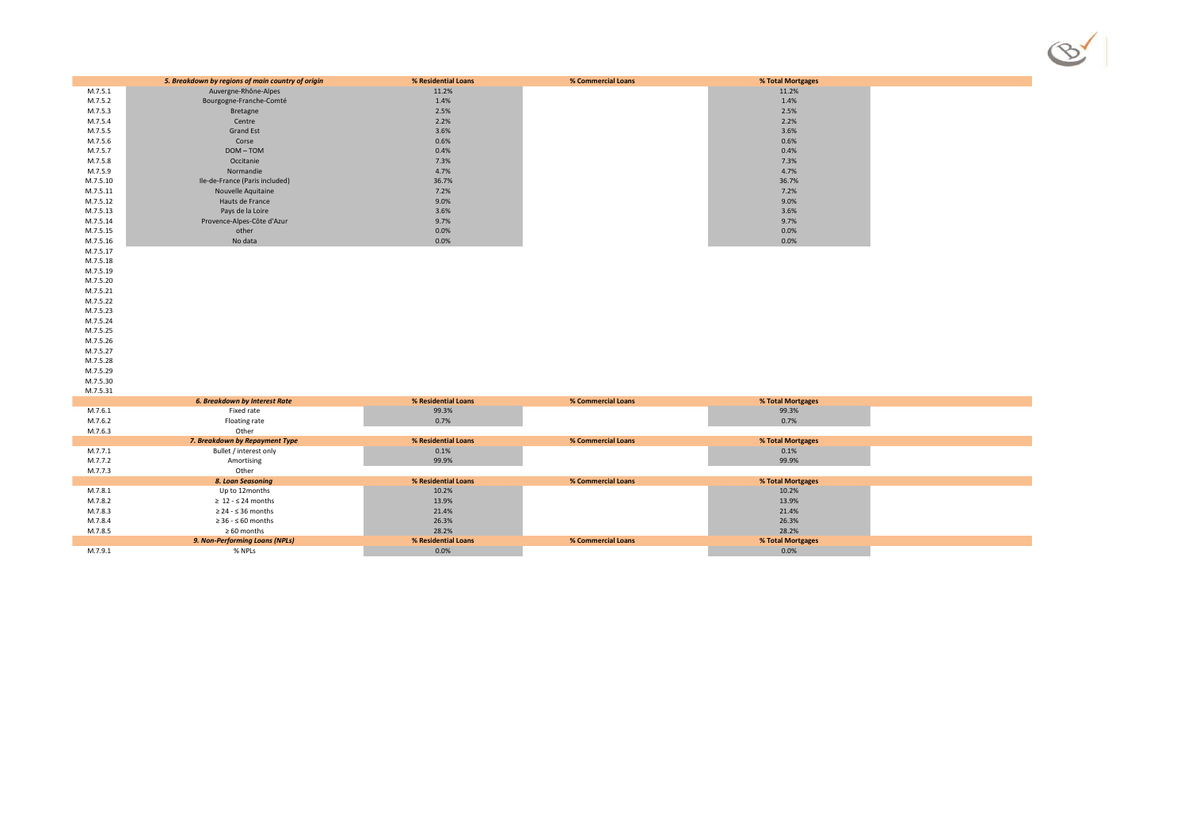| | 5. Breakdown by regions of main country of origin | % Residential Loans | % Commercial Loans | % Total Mortgages |
|---|---|---|---|---|
| M.7.5.1 | Auvergne-Rhône-Alpes | 11.2% | | 11.2% |
| M.7.5.2 | Bourgogne-Franche-Comté | 1.4% | | 1.4% |
| M.7.5.3 | Bretagne | 2.5% | | 2.5% |
| M.7.5.4 | Centre | 2.2% | | 2.2% |
| M.7.5.5 | Grand Est | 3.6% | | 3.6% |
| M.7.5.6 | Corse | 0.6% | | 0.6% |
| M.7.5.7 | DOM – TOM | 0.4% | | 0.4% |
| M.7.5.8 | Occitanie | 7.3% | | 7.3% |
| M.7.5.9 | Normandie | 4.7% | | 4.7% |
| M.7.5.10 | Ile-de-France (Paris included) | 36.7% | | 36.7% |
| M.7.5.11 | Nouvelle Aquitaine | 7.2% | | 7.2% |
| M.7.5.12 | Hauts de France | 9.0% | | 9.0% |
| M.7.5.13 | Pays de la Loire | 3.6% | | 3.6% |
| M.7.5.14 | Provence-Alpes-Côte d'Azur | 9.7% | | 9.7% |
| M.7.5.15 | other | 0.0% | | 0.0% |
| M.7.5.16 | No data | 0.0% | | 0.0% |
| M.7.5.17 | | | | |
| M.7.5.18 | | | | |
| M.7.5.19 | | | | |
| M.7.5.20 | | | | |
| M.7.5.21 | | | | |
| M.7.5.22 | | | | |
| M.7.5.23 | | | | |
| M.7.5.24 | | | | |
| M.7.5.25 | | | | |
| M.7.5.26 | | | | |
| M.7.5.27 | | | | |
| M.7.5.28 | | | | |
| M.7.5.29 | | | | |
| M.7.5.30 | | | | |
| M.7.5.31 | | | | |

| | 6. Breakdown by Interest Rate | % Residential Loans | % Commercial Loans | % Total Mortgages |
|---|---|---|---|---|
| M.7.6.1 | Fixed rate | 99.3% | | 99.3% |
| M.7.6.2 | Floating rate | 0.7% | | 0.7% |
| M.7.6.3 | Other | | | |

| | 7. Breakdown by Repayment Type | % Residential Loans | % Commercial Loans | % Total Mortgages |
|---|---|---|---|---|
| M.7.7.1 | Bullet / interest only | 0.1% | | 0.1% |
| M.7.7.2 | Amortising | 99.9% | | 99.9% |
| M.7.7.3 | Other | | | |

| | 8. Loan Seasoning | % Residential Loans | % Commercial Loans | % Total Mortgages |
|---|---|---|---|---|
| M.7.8.1 | Up to 12months | 10.2% | | 10.2% |
| M.7.8.2 | ≥ 12 - ≤ 24 months | 13.9% | | 13.9% |
| M.7.8.3 | ≥ 24 - ≤ 36 months | 21.4% | | 21.4% |
| M.7.8.4 | ≥ 36 - ≤ 60 months | 26.3% | | 26.3% |
| M.7.8.5 | ≥ 60 months | 28.2% | | 28.2% |

| | 9. Non-Performing Loans (NPLs) | % Residential Loans | % Commercial Loans | % Total Mortgages |
|---|---|---|---|---|
| M.7.9.1 | % NPLs | 0.0% | | 0.0% |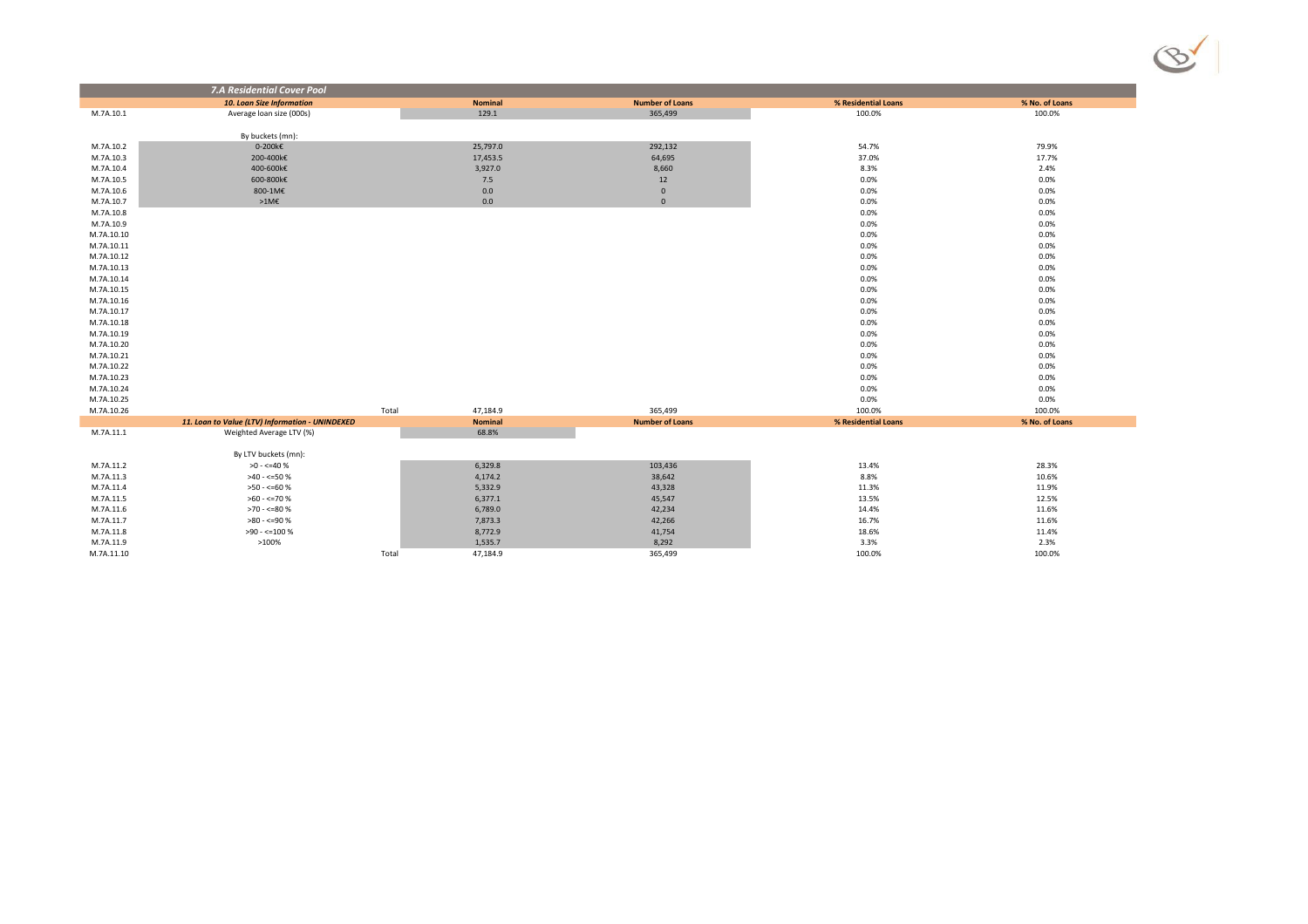## 7.A Residential Cover Pool

| | 10. Loan Size Information | Nominal | Number of Loans | % Residential Loans | % No. of Loans |
|---|---|---|---|---|---|
| M.7A.10.1 | Average loan size (000s) | 129.1 | 365,499 | 100.0% | 100.0% |
| | | | | | |
| | By buckets (mn): | | | | |
| M.7A.10.2 | 0-200k€ | 25,797.0 | 292,132 | 54.7% | 79.9% |
| M.7A.10.3 | 200-400k€ | 17,453.5 | 64,695 | 37.0% | 17.7% |
| M.7A.10.4 | 400-600k€ | 3,927.0 | 8,660 | 8.3% | 2.4% |
| M.7A.10.5 | 600-800k€ | 7.5 | 12 | 0.0% | 0.0% |
| M.7A.10.6 | 800-1M€ | 0.0 | 0 | 0.0% | 0.0% |
| M.7A.10.7 | >1M€ | 0.0 | 0 | 0.0% | 0.0% |
| M.7A.10.8 | | | | 0.0% | 0.0% |
| M.7A.10.9 | | | | 0.0% | 0.0% |
| M.7A.10.10 | | | | 0.0% | 0.0% |
| M.7A.10.11 | | | | 0.0% | 0.0% |
| M.7A.10.12 | | | | 0.0% | 0.0% |
| M.7A.10.13 | | | | 0.0% | 0.0% |
| M.7A.10.14 | | | | 0.0% | 0.0% |
| M.7A.10.15 | | | | 0.0% | 0.0% |
| M.7A.10.16 | | | | 0.0% | 0.0% |
| M.7A.10.17 | | | | 0.0% | 0.0% |
| M.7A.10.18 | | | | 0.0% | 0.0% |
| M.7A.10.19 | | | | 0.0% | 0.0% |
| M.7A.10.20 | | | | 0.0% | 0.0% |
| M.7A.10.21 | | | | 0.0% | 0.0% |
| M.7A.10.22 | | | | 0.0% | 0.0% |
| M.7A.10.23 | | | | 0.0% | 0.0% |
| M.7A.10.24 | | | | 0.0% | 0.0% |
| M.7A.10.25 | | | | 0.0% | 0.0% |
| M.7A.10.26 | Total | 47,184.9 | 365,499 | 100.0% | 100.0% |

| | 11. Loan to Value (LTV) Information - UNINDEXED | Nominal | Number of Loans | % Residential Loans | % No. of Loans |
|---|---|---|---|---|---|
| M.7A.11.1 | Weighted Average LTV (%) | 68.8% | | | |
| | | | | | |
| | By LTV buckets (mn): | | | | |
| M.7A.11.2 | >0 - <=40 % | 6,329.8 | 103,436 | 13.4% | 28.3% |
| M.7A.11.3 | >40 - <=50 % | 4,174.2 | 38,642 | 8.8% | 10.6% |
| M.7A.11.4 | >50 - <=60 % | 5,332.9 | 43,328 | 11.3% | 11.9% |
| M.7A.11.5 | >60 - <=70 % | 6,377.1 | 45,547 | 13.5% | 12.5% |
| M.7A.11.6 | >70 - <=80 % | 6,789.0 | 42,234 | 14.4% | 11.6% |
| M.7A.11.7 | >80 - <=90 % | 7,873.3 | 42,266 | 16.7% | 11.6% |
| M.7A.11.8 | >90 - <=100 % | 8,772.9 | 41,754 | 18.6% | 11.4% |
| M.7A.11.9 | >100% | 1,535.7 | 8,292 | 3.3% | 2.3% |
| M.7A.11.10 | Total | 47,184.9 | 365,499 | 100.0% | 100.0% |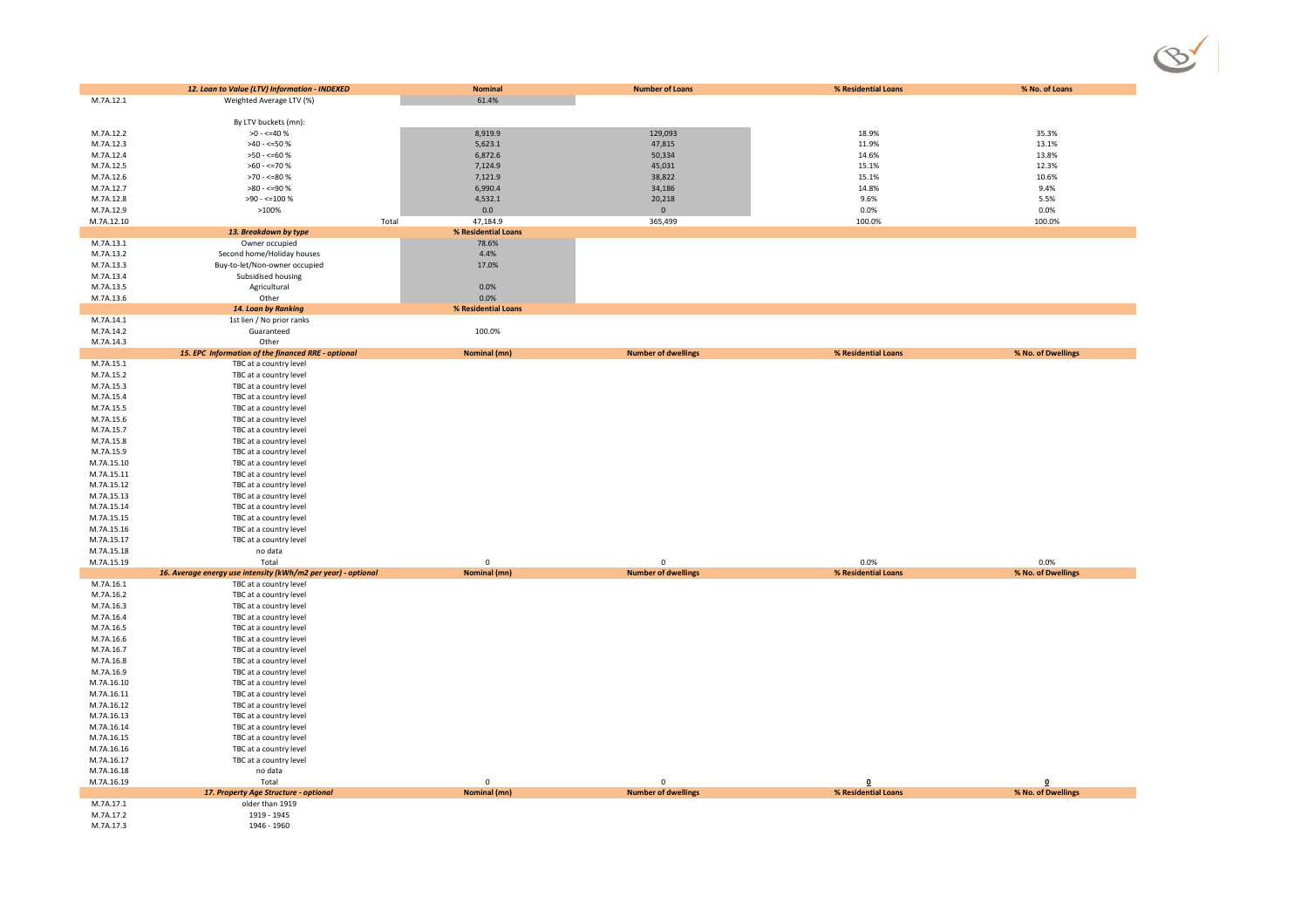| | 12. Loan to Value (LTV) Information - INDEXED | Nominal | Number of Loans | % Residential Loans | % No. of Loans |
|---|---|---|---|---|---|
| M.7A.12.1 | Weighted Average LTV (%) | 61.4% | | | |
| | By LTV buckets (mn): | | | | |
| M.7A.12.2 | >0 - <=40 % | 8,919.9 | 129,093 | 18.9% | 35.3% |
| M.7A.12.3 | >40 - <=50 % | 5,623.1 | 47,815 | 11.9% | 13.1% |
| M.7A.12.4 | >50 - <=60 % | 6,872.6 | 50,334 | 14.6% | 13.8% |
| M.7A.12.5 | >60 - <=70 % | 7,124.9 | 45,031 | 15.1% | 12.3% |
| M.7A.12.6 | >70 - <=80 % | 7,121.9 | 38,822 | 15.1% | 10.6% |
| M.7A.12.7 | >80 - <=90 % | 6,990.4 | 34,186 | 14.8% | 9.4% |
| M.7A.12.8 | >90 - <=100 % | 4,532.1 | 20,218 | 9.6% | 5.5% |
| M.7A.12.9 | >100% | 0.0 | 0 | 0.0% | 0.0% |
| M.7A.12.10 | Total | 47,184.9 | 365,499 | 100.0% | 100.0% |

| | 13. Breakdown by type | % Residential Loans |
|---|---|---|
| M.7A.13.1 | Owner occupied | 78.6% |
| M.7A.13.2 | Second home/Holiday houses | 4.4% |
| M.7A.13.3 | Buy-to-let/Non-owner occupied | 17.0% |
| M.7A.13.4 | Subsidised housing | |
| M.7A.13.5 | Agricultural | 0.0% |
| M.7A.13.6 | Other | 0.0% |

| | 14. Loan by Ranking | % Residential Loans |
|---|---|---|
| M.7A.14.1 | 1st lien / No prior ranks | |
| M.7A.14.2 | Guaranteed | 100.0% |
| M.7A.14.3 | Other | |

| | 15. EPC Information of the financed RRE - optional | Nominal (mn) | Number of dwellings | % Residential Loans | % No. of Dwellings |
|---|---|---|---|---|---|
| M.7A.15.1 | TBC at a country level | | | | |
| M.7A.15.2 | TBC at a country level | | | | |
| M.7A.15.3 | TBC at a country level | | | | |
| M.7A.15.4 | TBC at a country level | | | | |
| M.7A.15.5 | TBC at a country level | | | | |
| M.7A.15.6 | TBC at a country level | | | | |
| M.7A.15.7 | TBC at a country level | | | | |
| M.7A.15.8 | TBC at a country level | | | | |
| M.7A.15.9 | TBC at a country level | | | | |
| M.7A.15.10 | TBC at a country level | | | | |
| M.7A.15.11 | TBC at a country level | | | | |
| M.7A.15.12 | TBC at a country level | | | | |
| M.7A.15.13 | TBC at a country level | | | | |
| M.7A.15.14 | TBC at a country level | | | | |
| M.7A.15.15 | TBC at a country level | | | | |
| M.7A.15.16 | TBC at a country level | | | | |
| M.7A.15.17 | TBC at a country level | | | | |
| M.7A.15.18 | no data | | | | |
| M.7A.15.19 | Total | 0 | 0 | 0.0% | 0.0% |

| | 16. Average energy use intensity (kWh/m2 per year) - optional | Nominal (mn) | Number of dwellings | % Residential Loans | % No. of Dwellings |
|---|---|---|---|---|---|
| M.7A.16.1 | TBC at a country level | | | | |
| M.7A.16.2 | TBC at a country level | | | | |
| M.7A.16.3 | TBC at a country level | | | | |
| M.7A.16.4 | TBC at a country level | | | | |
| M.7A.16.5 | TBC at a country level | | | | |
| M.7A.16.6 | TBC at a country level | | | | |
| M.7A.16.7 | TBC at a country level | | | | |
| M.7A.16.8 | TBC at a country level | | | | |
| M.7A.16.9 | TBC at a country level | | | | |
| M.7A.16.10 | TBC at a country level | | | | |
| M.7A.16.11 | TBC at a country level | | | | |
| M.7A.16.12 | TBC at a country level | | | | |
| M.7A.16.13 | TBC at a country level | | | | |
| M.7A.16.14 | TBC at a country level | | | | |
| M.7A.16.15 | TBC at a country level | | | | |
| M.7A.16.16 | TBC at a country level | | | | |
| M.7A.16.17 | TBC at a country level | | | | |
| M.7A.16.18 | no data | | | | |
| M.7A.16.19 | Total | 0 | 0 | 0 | 0 |

| | 17. Property Age Structure - optional | Nominal (mn) | Number of dwellings | % Residential Loans | % No. of Dwellings |
|---|---|---|---|---|---|
| M.7A.17.1 | older than 1919 | | | | |
| M.7A.17.2 | 1919 - 1945 | | | | |
| M.7A.17.3 | 1946 - 1960 | | | | |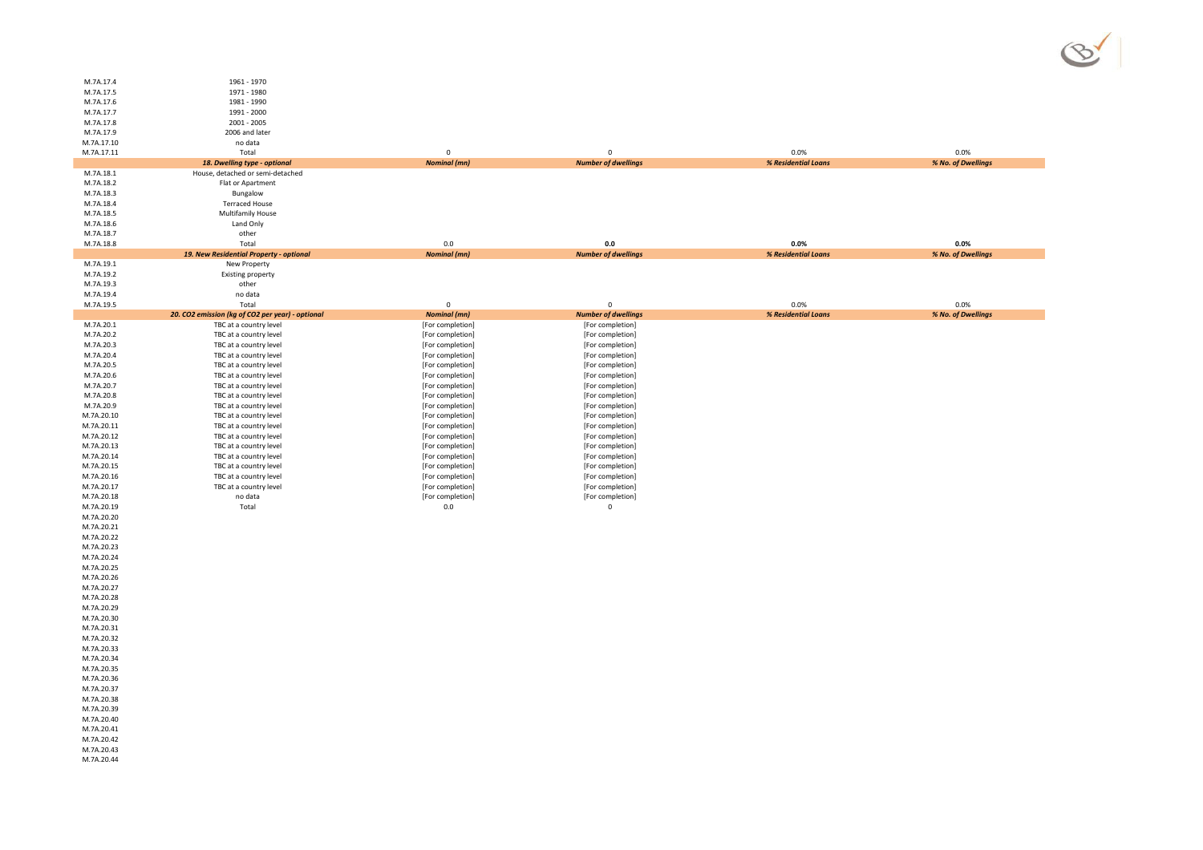| | | | | | |
|---|---|---|---|---|---|
| M.7A.17.4 | 1961 - 1970 | | | | |
| M.7A.17.5 | 1971 - 1980 | | | | |
| M.7A.17.6 | 1981 - 1990 | | | | |
| M.7A.17.7 | 1991 - 2000 | | | | |
| M.7A.17.8 | 2001 - 2005 | | | | |
| M.7A.17.9 | 2006 and later | | | | |
| M.7A.17.10 | no data | | | | |
| M.7A.17.11 | Total | 0 | 0 | 0.0% | 0.0% |
| | ***18. Dwelling type - optional*** | ***Nominal (mn)*** | ***Number of dwellings*** | ***% Residential Loans*** | ***% No. of Dwellings*** |
| M.7A.18.1 | House, detached or semi-detached | | | | |
| M.7A.18.2 | Flat or Apartment | | | | |
| M.7A.18.3 | Bungalow | | | | |
| M.7A.18.4 | Terraced House | | | | |
| M.7A.18.5 | Multifamily House | | | | |
| M.7A.18.6 | Land Only | | | | |
| M.7A.18.7 | other | | | | |
| M.7A.18.8 | Total | 0.0 | **0.0** | **0.0%** | **0.0%** |
| | ***19. New Residential Property - optional*** | ***Nominal (mn)*** | ***Number of dwellings*** | ***% Residential Loans*** | ***% No. of Dwellings*** |
| M.7A.19.1 | New Property | | | | |
| M.7A.19.2 | Existing property | | | | |
| M.7A.19.3 | other | | | | |
| M.7A.19.4 | no data | | | | |
| M.7A.19.5 | Total | 0 | 0 | 0.0% | 0.0% |
| | ***20. $CO_2$ emission (kg of $CO_2$ per year) - optional*** | ***Nominal (mn)*** | ***Number of dwellings*** | ***% Residential Loans*** | ***% No. of Dwellings*** |
| M.7A.20.1 | TBC at a country level | [For completion] | [For completion] | | |
| M.7A.20.2 | TBC at a country level | [For completion] | [For completion] | | |
| M.7A.20.3 | TBC at a country level | [For completion] | [For completion] | | |
| M.7A.20.4 | TBC at a country level | [For completion] | [For completion] | | |
| M.7A.20.5 | TBC at a country level | [For completion] | [For completion] | | |
| M.7A.20.6 | TBC at a country level | [For completion] | [For completion] | | |
| M.7A.20.7 | TBC at a country level | [For completion] | [For completion] | | |
| M.7A.20.8 | TBC at a country level | [For completion] | [For completion] | | |
| M.7A.20.9 | TBC at a country level | [For completion] | [For completion] | | |
| M.7A.20.10 | TBC at a country level | [For completion] | [For completion] | | |
| M.7A.20.11 | TBC at a country level | [For completion] | [For completion] | | |
| M.7A.20.12 | TBC at a country level | [For completion] | [For completion] | | |
| M.7A.20.13 | TBC at a country level | [For completion] | [For completion] | | |
| M.7A.20.14 | TBC at a country level | [For completion] | [For completion] | | |
| M.7A.20.15 | TBC at a country level | [For completion] | [For completion] | | |
| M.7A.20.16 | TBC at a country level | [For completion] | [For completion] | | |
| M.7A.20.17 | TBC at a country level | [For completion] | [For completion] | | |
| M.7A.20.18 | no data | [For completion] | [For completion] | | |
| M.7A.20.19 | Total | 0.0 | 0 | | |
| M.7A.20.20 | | | | | |
| M.7A.20.21 | | | | | |
| M.7A.20.22 | | | | | |
| M.7A.20.23 | | | | | |
| M.7A.20.24 | | | | | |
| M.7A.20.25 | | | | | |
| M.7A.20.26 | | | | | |
| M.7A.20.27 | | | | | |
| M.7A.20.28 | | | | | |
| M.7A.20.29 | | | | | |
| M.7A.20.30 | | | | | |
| M.7A.20.31 | | | | | |
| M.7A.20.32 | | | | | |
| M.7A.20.33 | | | | | |
| M.7A.20.34 | | | | | |
| M.7A.20.35 | | | | | |
| M.7A.20.36 | | | | | |
| M.7A.20.37 | | | | | |
| M.7A.20.38 | | | | | |
| M.7A.20.39 | | | | | |
| M.7A.20.40 | | | | | |
| M.7A.20.41 | | | | | |
| M.7A.20.42 | | | | | |
| M.7A.20.43 | | | | | |
| M.7A.20.44 | | | | | |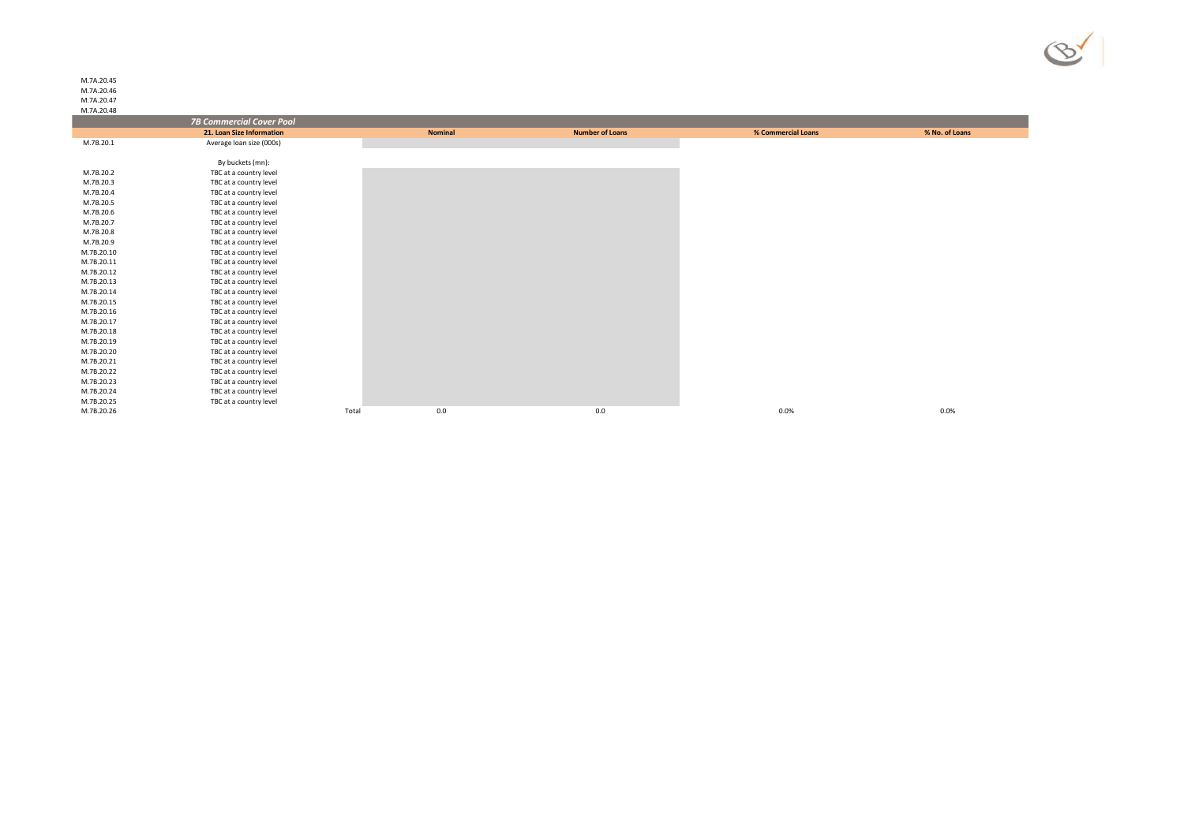M.7A.20.45
M.7A.20.46
M.7A.20.47
M.7A.20.48

| | *7B Commercial Cover Pool* | | | | |
|---|---|---|---|---|---|
| | **21. Loan Size Information** | **Nominal** | **Number of Loans** | **% Commercial Loans** | **% No. of Loans** |
| M.7B.20.1 | Average loan size (000s) | | | | |
| | | | | | |
| | By buckets (mn): | | | | |
| M.7B.20.2 | TBC at a country level | | | | |
| M.7B.20.3 | TBC at a country level | | | | |
| M.7B.20.4 | TBC at a country level | | | | |
| M.7B.20.5 | TBC at a country level | | | | |
| M.7B.20.6 | TBC at a country level | | | | |
| M.7B.20.7 | TBC at a country level | | | | |
| M.7B.20.8 | TBC at a country level | | | | |
| M.7B.20.9 | TBC at a country level | | | | |
| M.7B.20.10 | TBC at a country level | | | | |
| M.7B.20.11 | TBC at a country level | | | | |
| M.7B.20.12 | TBC at a country level | | | | |
| M.7B.20.13 | TBC at a country level | | | | |
| M.7B.20.14 | TBC at a country level | | | | |
| M.7B.20.15 | TBC at a country level | | | | |
| M.7B.20.16 | TBC at a country level | | | | |
| M.7B.20.17 | TBC at a country level | | | | |
| M.7B.20.18 | TBC at a country level | | | | |
| M.7B.20.19 | TBC at a country level | | | | |
| M.7B.20.20 | TBC at a country level | | | | |
| M.7B.20.21 | TBC at a country level | | | | |
| M.7B.20.22 | TBC at a country level | | | | |
| M.7B.20.23 | TBC at a country level | | | | |
| M.7B.20.24 | TBC at a country level | | | | |
| M.7B.20.25 | TBC at a country level | | | | |
| M.7B.20.26 | Total | 0.0 | 0.0 | 0.0% | 0.0% |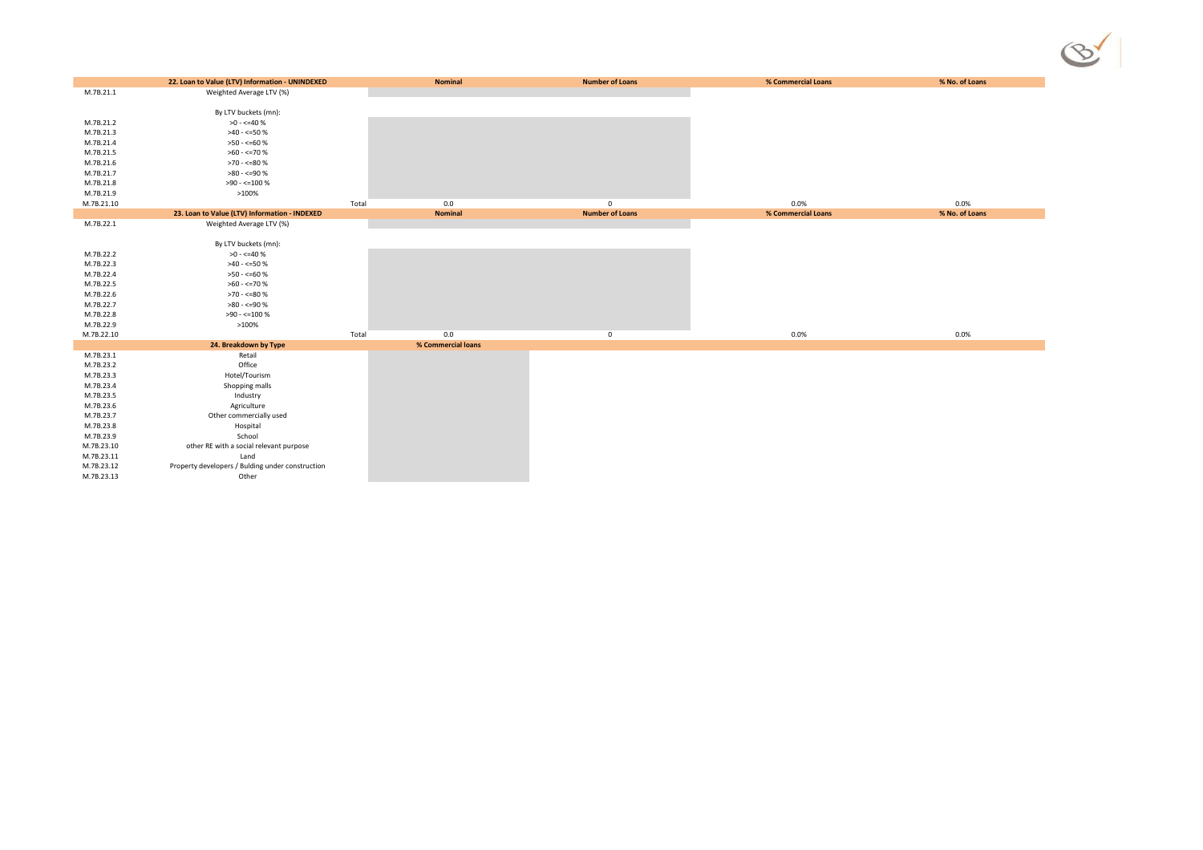| | 22. Loan to Value (LTV) Information - UNINDEXED | Nominal | Number of Loans | % Commercial Loans | % No. of Loans |
|---|---|---|---|---|---|
| M.7B.21.1 | Weighted Average LTV (%) | | | | |
| | By LTV buckets (mn): | | | | |
| M.7B.21.2 | >0 - <=40 % | | | | |
| M.7B.21.3 | >40 - <=50 % | | | | |
| M.7B.21.4 | >50 - <=60 % | | | | |
| M.7B.21.5 | >60 - <=70 % | | | | |
| M.7B.21.6 | >70 - <=80 % | | | | |
| M.7B.21.7 | >80 - <=90 % | | | | |
| M.7B.21.8 | >90 - <=100 % | | | | |
| M.7B.21.9 | >100% | | | | |
| M.7B.21.10 | Total | 0.0 | 0 | 0.0% | 0.0% |

| | 23. Loan to Value (LTV) Information - INDEXED | Nominal | Number of Loans | % Commercial Loans | % No. of Loans |
|---|---|---|---|---|---|
| M.7B.22.1 | Weighted Average LTV (%) | | | | |
| | By LTV buckets (mn): | | | | |
| M.7B.22.2 | >0 - <=40 % | | | | |
| M.7B.22.3 | >40 - <=50 % | | | | |
| M.7B.22.4 | >50 - <=60 % | | | | |
| M.7B.22.5 | >60 - <=70 % | | | | |
| M.7B.22.6 | >70 - <=80 % | | | | |
| M.7B.22.7 | >80 - <=90 % | | | | |
| M.7B.22.8 | >90 - <=100 % | | | | |
| M.7B.22.9 | >100% | | | | |
| M.7B.22.10 | Total | 0.0 | 0 | 0.0% | 0.0% |

| | 24. Breakdown by Type | % Commercial loans |
|---|---|---|
| M.7B.23.1 | Retail | |
| M.7B.23.2 | Office | |
| M.7B.23.3 | Hotel/Tourism | |
| M.7B.23.4 | Shopping malls | |
| M.7B.23.5 | Industry | |
| M.7B.23.6 | Agriculture | |
| M.7B.23.7 | Other commercially used | |
| M.7B.23.8 | Hospital | |
| M.7B.23.9 | School | |
| M.7B.23.10 | other RE with a social relevant purpose | |
| M.7B.23.11 | Land | |
| M.7B.23.12 | Property developers / Bulding under construction | |
| M.7B.23.13 | Other | |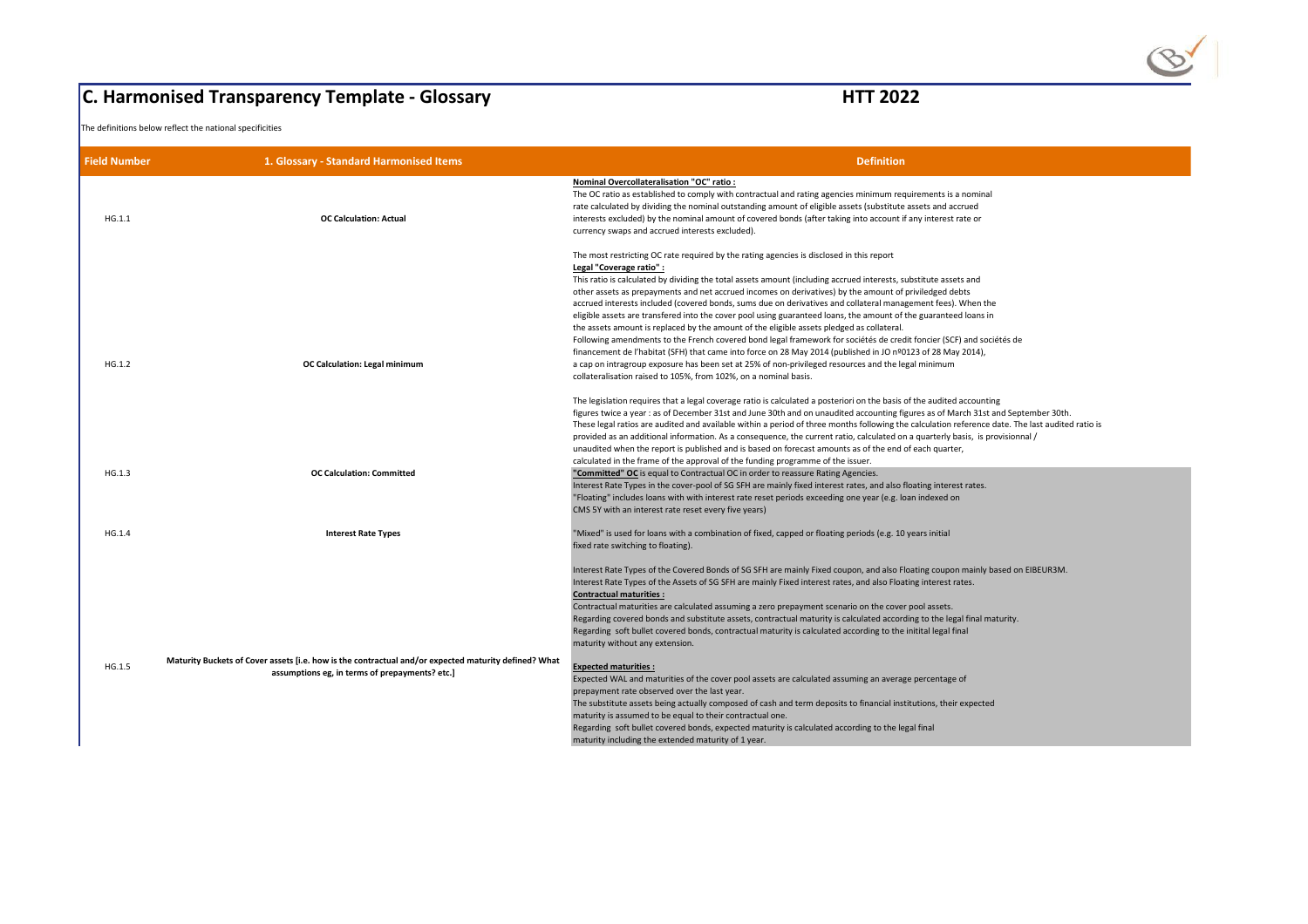# C. Harmonised Transparency Template - Glossary

## HTT 2022

The definitions below reflect the national specificities

| Field Number | 1. Glossary - Standard Harmonised Items | Definition |
|---|---|---|
| HG.1.1 | OC Calculation: Actual | **Nominal Overcollateralisation "OC" ratio :**<br>The OC ratio as established to comply with contractual and rating agencies minimum requirements is a nominal rate calculated by dividing the nominal outstanding amount of eligible assets (substitute assets and accrued interests excluded) by the nominal amount of covered bonds (after taking into account if any interest rate or currency swaps and accrued interests excluded).<br><br>The most restricting OC rate required by the rating agencies is disclosed in this report |
| HG.1.2 | OC Calculation: Legal minimum | **Legal "Coverage ratio" :**<br>This ratio is calculated by dividing the total assets amount (including accrued interests, substitute assets and other assets as prepayments and net accrued incomes on derivatives) by the amount of priviledged debts accrued interests included (covered bonds, sums due on derivatives and collateral management fees). When the eligible assets are transfered into the cover pool using guaranteed loans, the amount of the guaranteed loans in the assets amount is replaced by the amount of the eligible assets pledged as collateral.<br>Following amendments to the French covered bond legal framework for sociétés de credit foncier (SCF) and sociétés de financement de l'habitat (SFH) that came into force on 28 May 2014 (published in JO nº0123 of 28 May 2014), a cap on intragroup exposure has been set at 25% of non-privileged resources and the legal minimum collateralisation raised to 105%, from 102%, on a nominal basis.<br><br>The legislation requires that a legal coverage ratio is calculated a posteriori on the basis of the audited accounting figures twice a year : as of December 31st and June 30th and on unaudited accounting figures as of March 31st and September 30th. These legal ratios are audited and available within a period of three months following the calculation reference date. The last audited ratio is provided as an additional information. As a consequence, the current ratio, calculated on a quarterly basis, is provisionnal / unaudited when the report is published and is based on forecast amounts as of the end of each quarter, calculated in the frame of the approval of the funding programme of the issuer. |
| HG.1.3 | OC Calculation: Committed | **"Committed" OC** is equal to Contractual OC in order to reassure Rating Agencies. |
| HG.1.4 | Interest Rate Types | Interest Rate Types in the cover-pool of SG SFH are mainly fixed interest rates, and also floating interest rates.<br>"Floating" includes loans with with interest rate reset periods exceeding one year (e.g. loan indexed on CMS 5Y with an interest rate reset every five years)<br><br>"Mixed" is used for loans with a combination of fixed, capped or floating periods (e.g. 10 years initial fixed rate switching to floating).<br><br>Interest Rate Types of the Covered Bonds of SG SFH are mainly Fixed coupon, and also Floating coupon mainly based on EIBEUR3M.<br>Interest Rate Types of the Assets of SG SFH are mainly Fixed interest rates, and also Floating interest rates. |
| HG.1.5 | Maturity Buckets of Cover assets [i.e. how is the contractual and/or expected maturity defined? What assumptions eg, in terms of prepayments? etc.] | **Contractual maturities :**<br>Contractual maturities are calculated assuming a zero prepayment scenario on the cover pool assets.<br>Regarding covered bonds and substitute assets, contractual maturity is calculated according to the legal final maturity.<br>Regarding soft bullet covered bonds, contractual maturity is calculated according to the initital legal final maturity without any extension.<br><br>**Expected maturities :**<br>Expected WAL and maturities of the cover pool assets are calculated assuming an average percentage of prepayment rate observed over the last year.<br>The substitute assets being actually composed of cash and term deposits to financial institutions, their expected maturity is assumed to be equal to their contractual one.<br>Regarding soft bullet covered bonds, expected maturity is calculated according to the legal final maturity including the extended maturity of 1 year. |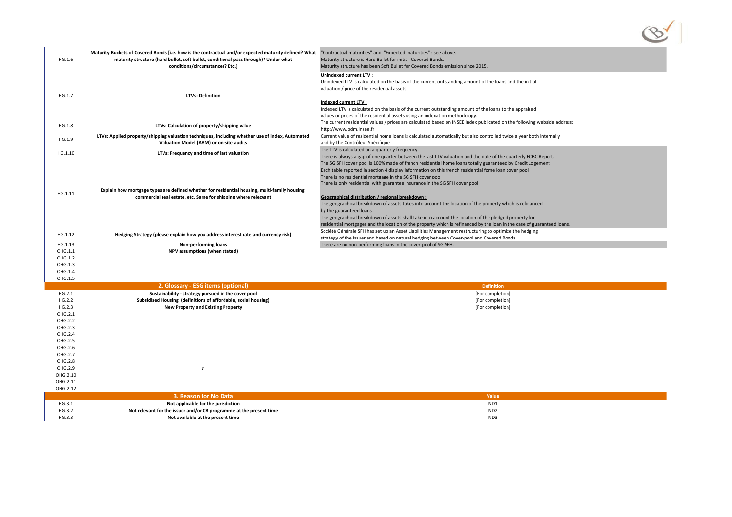| | | |
|---|---|---|
| HG.1.6 | **Maturity Buckets of Covered Bonds [i.e. how is the contractual and/or expected maturity defined? What maturity structure (hard bullet, soft bullet, conditional pass through)? Under what conditions/circumstances? Etc.]** | "Contractual maturities" and "Expected maturities" : see above.<br>Maturity structure is Hard Bullet for initial Covered Bonds.<br>Maturity structure has been Soft Bullet for Covered Bonds emission since 2015. |
| HG.1.7 | **LTVs: Definition** | **Unindexed current LTV :**<br>Unindexed LTV is calculated on the basis of the current outstanding amount of the loans and the initial valuation / price of the residential assets.<br><br>**Indexed current LTV :**<br>Indexed LTV is calculated on the basis of the current outstanding amount of the loans to the appraised values or prices of the residential assets using an indexation methodology. |
| HG.1.8 | **LTVs: Calculation of property/shipping value** | The current residential values / prices are calculated based on INSEE Index publicated on the following webside address: http://www.bdm.insee.fr |
| HG.1.9 | **LTVs: Applied property/shipping valuation techniques, including whether use of index, Automated Valuation Model (AVM) or on-site audits** | Current value of residential home loans is calculated automatically but also controlled twice a year both internally and by the Contrôleur Spécifique |
| HG.1.10 | **LTVs: Frequency and time of last valuation** | The LTV is calculated on a quarterly frequency.<br>There is always a gap of one quarter between the last LTV valuation and the date of the quarterly ECBC Report. |
| HG.1.11 | **Explain how mortgage types are defined whether for residential housing, multi-family housing, commercial real estate, etc. Same for shipping where relecvant** | The SG SFH cover pool is 100% made of french residential home loans totally guaranteed by Credit Logement<br>Each table reported in section 4 display information on this french residential fome loan cover pool<br>There is no residential mortgage in the SG SFH cover pool<br>There is only residential with guarantee insurance in the SG SFH cover pool<br><br>**Geographical distribution / regional breakdown :**<br>The geographical breakdown of assets takes into account the location of the property which is refinanced by the guaranteed loans<br>The geographical breakdown of assets shall take into account the location of the pledged property for residential mortgages and the location of the property which is refinanced by the loan in the case of guaranteed loans. |
| HG.1.12 | **Hedging Strategy (please explain how you address interest rate and currency risk)** | Société Générale SFH has set up an Asset Liabilities Management restructuring to optimize the hedging strategy of the Issuer and based on natural hedging between Cover-pool and Covered Bonds. |
| HG.1.13 | **Non-performing loans** | There are no non-performing loans in the cover-pool of SG SFH. |
| OHG.1.1 | **NPV assumptions (when stated)** | |
| OHG.1.2 | | |
| OHG.1.3 | | |
| OHG.1.4 | | |
| OHG.1.5 | | |

| | 2. Glossary - ESG items (optional) | Definition |
|---|---|---|
| HG.2.1 | **Sustainability - strategy pursued in the cover pool** | [For completion] |
| HG.2.2 | **Subsidised Housing (definitions of affordable, social housing)** | [For completion] |
| HG.2.3 | **New Property and Existing Property** | [For completion] |
| OHG.2.1 | | |
| OHG.2.2 | | |
| OHG.2.3 | | |
| OHG.2.4 | | |
| OHG.2.5 | | |
| OHG.2.6 | | |
| OHG.2.7 | | |
| OHG.2.8 | | |
| OHG.2.9 | *s* | |
| OHG.2.10 | | |
| OHG.2.11 | | |
| OHG.2.12 | | |

| | 3. Reason for No Data | Value |
|---|---|---|
| HG.3.1 | **Not applicable for the jurisdiction** | ND1 |
| HG.3.2 | **Not relevant for the issuer and/or CB programme at the present time** | ND2 |
| HG.3.3 | **Not available at the present time** | ND3 |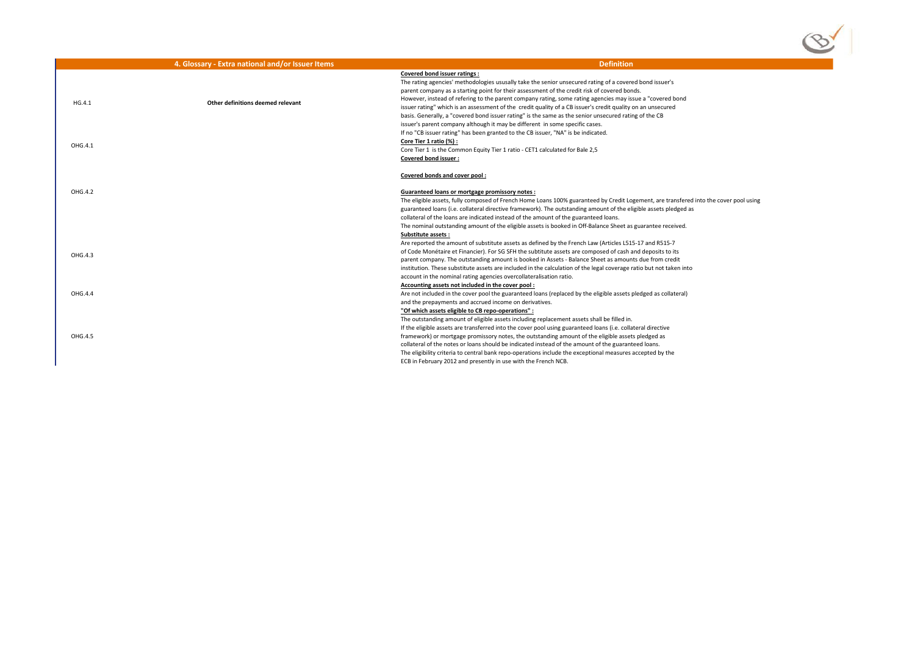| | 4. Glossary - Extra national and/or Issuer Items | Definition |
|---|---|---|
| HG.4.1 | Other definitions deemed relevant | **Covered bond issuer ratings :**<br>The rating agencies' methodologies ususally take the senior unsecured rating of a covered bond issuer's parent company as a starting point for their assessment of the credit risk of covered bonds.<br>However, instead of refering to the parent company rating, some rating agencies may issue a "covered bond issuer rating" which is an assessment of the credit quality of a CB issuer's credit quality on an unsecured basis. Generally, a "covered bond issuer rating" is the same as the senior unsecured rating of the CB issuer's parent company although it may be different in some specific cases.<br>If no "CB issuer rating" has been granted to the CB issuer, "NA" is be indicated. |
| OHG.4.1 | | **Core Tier 1 ratio (%) :**<br>Core Tier 1 is the Common Equity Tier 1 ratio - CET1 calculated for Bale 2,5<br>**Covered bond issuer :**<br><br>**Covered bonds and cover pool :** |
| OHG.4.2 | | **Guaranteed loans or mortgage promissory notes :**<br>The eligible assets, fully composed of French Home Loans 100% guaranteed by Credit Logement, are transfered into the cover pool using guaranteed loans (i.e. collateral directive framework). The outstanding amount of the eligible assets pledged as collateral of the loans are indicated instead of the amount of the guaranteed loans.<br>The nominal outstanding amount of the eligible assets is booked in Off-Balance Sheet as guarantee received. |
| OHG.4.3 | | **Substitute assets :**<br>Are reported the amount of substitute assets as defined by the French Law (Articles L515-17 and R515-7 of Code Monétaire et Financier). For SG SFH the subtitute assets are composed of cash and deposits to its parent company. The outstanding amount is booked in Assets - Balance Sheet as amounts due from credit institution. These substitute assets are included in the calculation of the legal coverage ratio but not taken into account in the nominal rating agencies overcollateralisation ratio. |
| OHG.4.4 | | **Accounting assets not included in the cover pool :**<br>Are not included in the cover pool the guaranteed loans (replaced by the eligible assets pledged as collateral) and the prepayments and accrued income on derivatives. |
| OHG.4.5 | | **"Of which assets eligible to CB repo-operations" :**<br>The outstanding amount of eligible assets including replacement assets shall be filled in.<br>If the eligible assets are transferred into the cover pool using guaranteed loans (i.e. collateral directive framework) or mortgage promissory notes, the outstanding amount of the eligible assets pledged as collateral of the notes or loans should be indicated instead of the amount of the guaranteed loans.<br>The eligibility criteria to central bank repo-operations include the exceptional measures accepted by the ECB in February 2012 and presently in use with the French NCB. |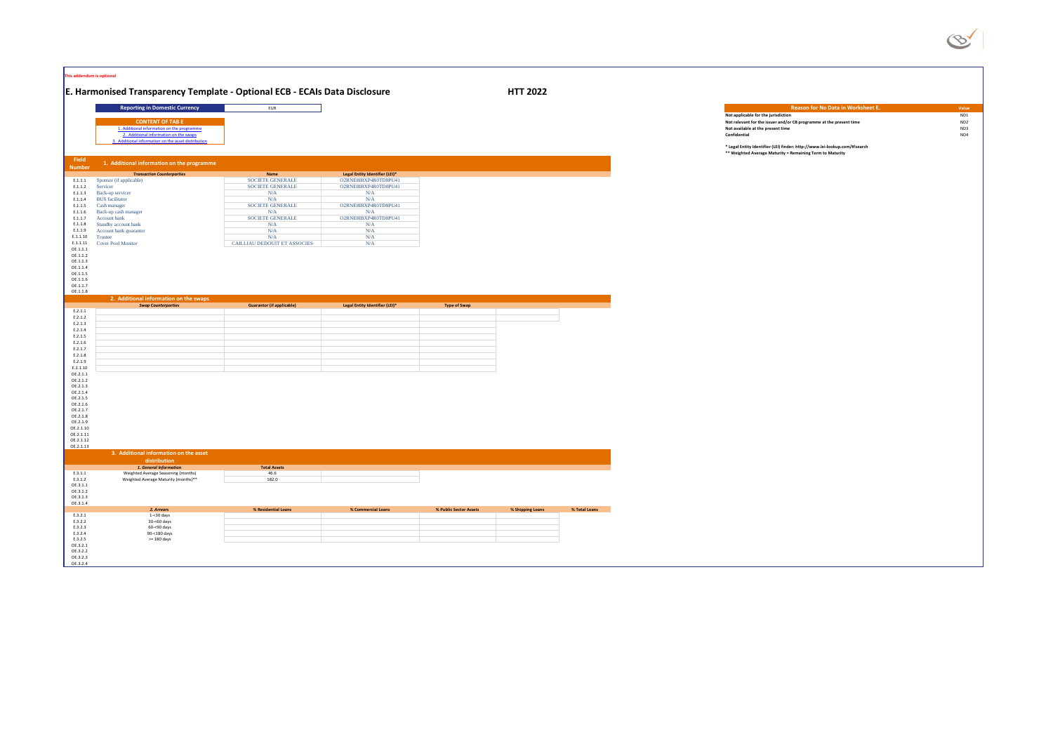This addendum is optional

# E. Harmonised Transparency Template - Optional ECB - ECAIs Data Disclosure

**HTT 2022**

| Reporting in Domestic Currency | EUR |
|---|---|

**CONTENT OF TAB E**

1. Additional information on the programme
2. Additional information on the swaps
3. Additional information on the asset distribution

| Reason for No Data in Worksheet E. | Value |
|---|---|
| Not applicable for the jurisdiction | ND1 |
| Not relevant for the issuer and/or CB programme at the present time | ND2 |
| Not available at the present time | ND3 |
| Confidential | ND4 |

\* Legal Entity Identifier (LEI) finder: http://www.lei-lookup.com/#!search

\*\* Weighted Average Maturity = Remaining Term to Maturity

## 1. Additional information on the programme

| Field Number | *Transaction Counterparties* | Name | Legal Entity Identifier (LEI)* |
|---|---|---|---|
| E.1.1.1 | Sponsor (if applicable) | SOCIETE GENERALE | O2RNE8IBXP4R0TD8PU41 |
| E.1.1.2 | Servicer | SOCIETE GENERALE | O2RNE8IBXP4R0TD8PU41 |
| E.1.1.3 | Back-up servicer | N/A | N/A |
| E.1.1.4 | BUS facilitator | N/A | N/A |
| E.1.1.5 | Cash manager | SOCIETE GENERALE | O2RNE8IBXP4R0TD8PU41 |
| E.1.1.6 | Back-up cash manager | N/A | N/A |
| E.1.1.7 | Account bank | SOCIETE GENERALE | O2RNE8IBXP4R0TD8PU41 |
| E.1.1.8 | Standby account bank | N/A | N/A |
| E.1.1.9 | Account bank guarantor | N/A | N/A |
| E.1.1.10 | Trustee | N/A | N/A |
| E.1.1.11 | Cover Pool Monitor | CAILLIAU DEDOUIT ET ASSOCIES | N/A |
| OE.1.1.1 | | | |
| OE.1.1.2 | | | |
| OE.1.1.3 | | | |
| OE.1.1.4 | | | |
| OE.1.1.5 | | | |
| OE.1.1.6 | | | |
| OE.1.1.7 | | | |
| OE.1.1.8 | | | |

## 2. Additional information on the swaps

| Field Number | *Swap Counterparties* | Guarantor (if applicable) | Legal Entity Identifier (LEI)* | Type of Swap |
|---|---|---|---|---|
| E.2.1.1 | | | | |
| E.2.1.2 | | | | |
| E.2.1.3 | | | | |
| E.2.1.4 | | | | |
| E.2.1.5 | | | | |
| E.2.1.6 | | | | |
| E.2.1.7 | | | | |
| E.2.1.8 | | | | |
| E.2.1.9 | | | | |
| E.2.1.10 | | | | |
| OE.2.1.1 | | | | |
| OE.2.1.2 | | | | |
| OE.2.1.3 | | | | |
| OE.2.1.4 | | | | |
| OE.2.1.5 | | | | |
| OE.2.1.6 | | | | |
| OE.2.1.7 | | | | |
| OE.2.1.8 | | | | |
| OE.2.1.9 | | | | |
| OE.2.1.10 | | | | |
| OE.2.1.11 | | | | |
| OE.2.1.12 | | | | |
| OE.2.1.13 | | | | |

## 3. Additional information on the asset distribution

| Field Number | *1. General Information* | Total Assets |
|---|---|---|
| E.3.1.1 | Weighted Average Seasoning (months) | 46.6 |
| E.3.1.2 | Weighted Average Maturity (months)** | 182.0 |
| OE.3.1.1 | | |
| OE.3.1.2 | | |
| OE.3.1.3 | | |
| OE.3.1.4 | | |

| Field Number | *2. Arrears* | % Residential Loans | % Commercial Loans | % Public Sector Assets | % Shipping Loans | % Total Loans |
|---|---|---|---|---|---|---|
| E.3.2.1 | 1-<30 days | | | | | |
| E.3.2.2 | 30-<60 days | | | | | |
| E.3.2.3 | 60-<90 days | | | | | |
| E.3.2.4 | 90-<180 days | | | | | |
| E.3.2.5 | >= 180 days | | | | | |
| OE.3.2.1 | | | | | | |
| OE.3.2.2 | | | | | | |
| OE.3.2.3 | | | | | | |
| OE.3.2.4 | | | | | | |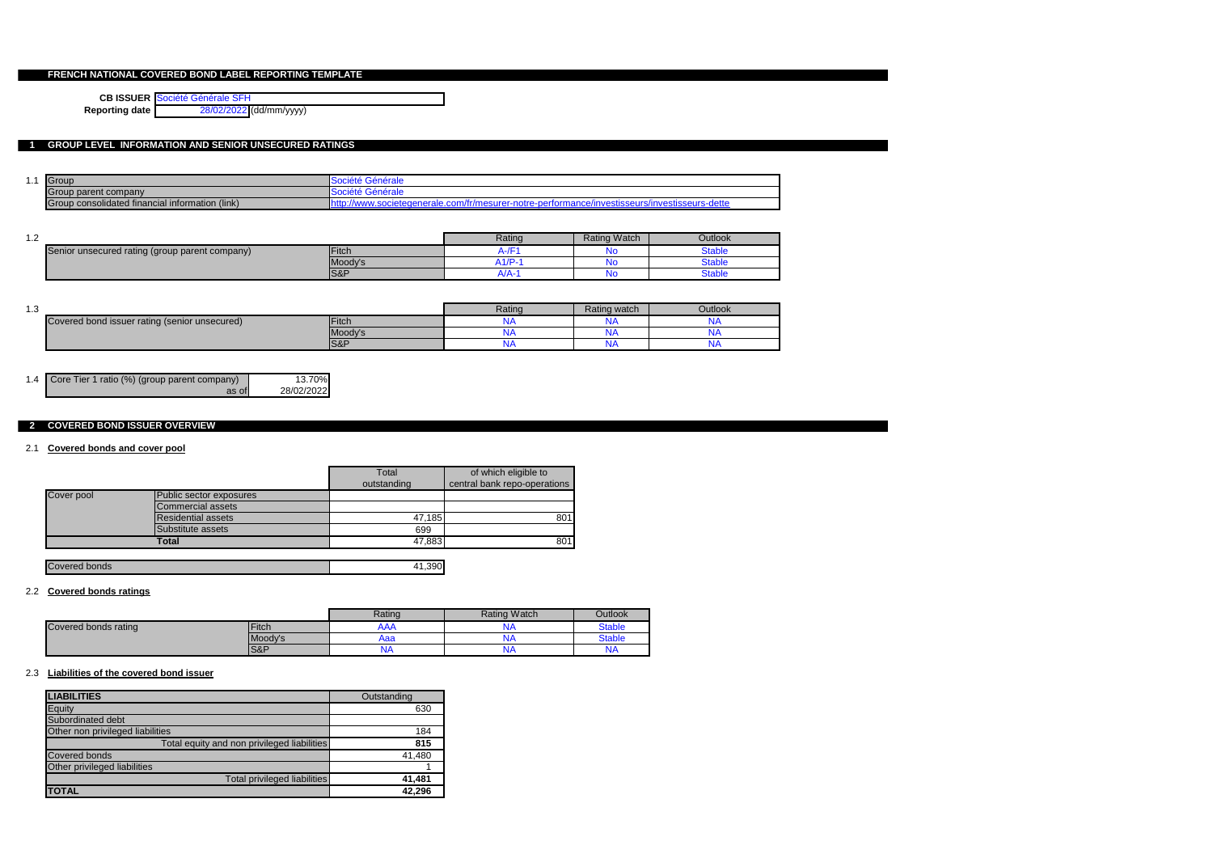# FRENCH NATIONAL COVERED BOND LABEL REPORTING TEMPLATE

**CB ISSUER** Société Générale SFH
**Reporting date** 28/02/2022 (dd/mm/yyyy)

## 1 GROUP LEVEL INFORMATION AND SENIOR UNSECURED RATINGS

1.1

| | |
|---|---|
| Group | Société Générale |
| Group parent company | Société Générale |
| Group consolidated financial information (link) | http://www.societegenerale.com/fr/mesurer-notre-performance/investisseurs/investisseurs-dette |

1.2

| | | Rating | Rating Watch | Outlook |
|---|---|---|---|---|
| Senior unsecured rating (group parent company) | Fitch | A-/F1 | No | Stable |
| | Moody's | A1/P-1 | No | Stable |
| | S&P | A/A-1 | No | Stable |

1.3

| | | Rating | Rating watch | Outlook |
|---|---|---|---|---|
| Covered bond issuer rating (senior unsecured) | Fitch | NA | NA | NA |
| | Moody's | NA | NA | NA |
| | S&P | NA | NA | NA |

1.4

| | |
|---|---|
| Core Tier 1 ratio (%) (group parent company) | 13.70% |
| as of | 28/02/2022 |

## 2 COVERED BOND ISSUER OVERVIEW

### 2.1 Covered bonds and cover pool

| | | Total outstanding | of which eligible to central bank repo-operations |
|---|---|---|---|
| Cover pool | Public sector exposures | | |
| | Commercial assets | | |
| | Residential assets | 47,185 | 801 |
| | Substitute assets | 699 | |
| | **Total** | 47,883 | 801 |

| | |
|---|---|
| Covered bonds | 41,390 |

### 2.2 Covered bonds ratings

| | | Rating | Rating Watch | Outlook |
|---|---|---|---|---|
| Covered bonds rating | Fitch | AAA | NA | Stable |
| | Moody's | Aaa | NA | Stable |
| | S&P | NA | NA | NA |

### 2.3 Liabilities of the covered bond issuer

| LIABILITIES | Outstanding |
|---|---|
| Equity | 630 |
| Subordinated debt | |
| Other non privileged liabilities | 184 |
| Total equity and non privileged liabilities | **815** |
| Covered bonds | 41,480 |
| Other privileged liabilities | 1 |
| Total privileged liabilities | **41,481** |
| **TOTAL** | **42,296** |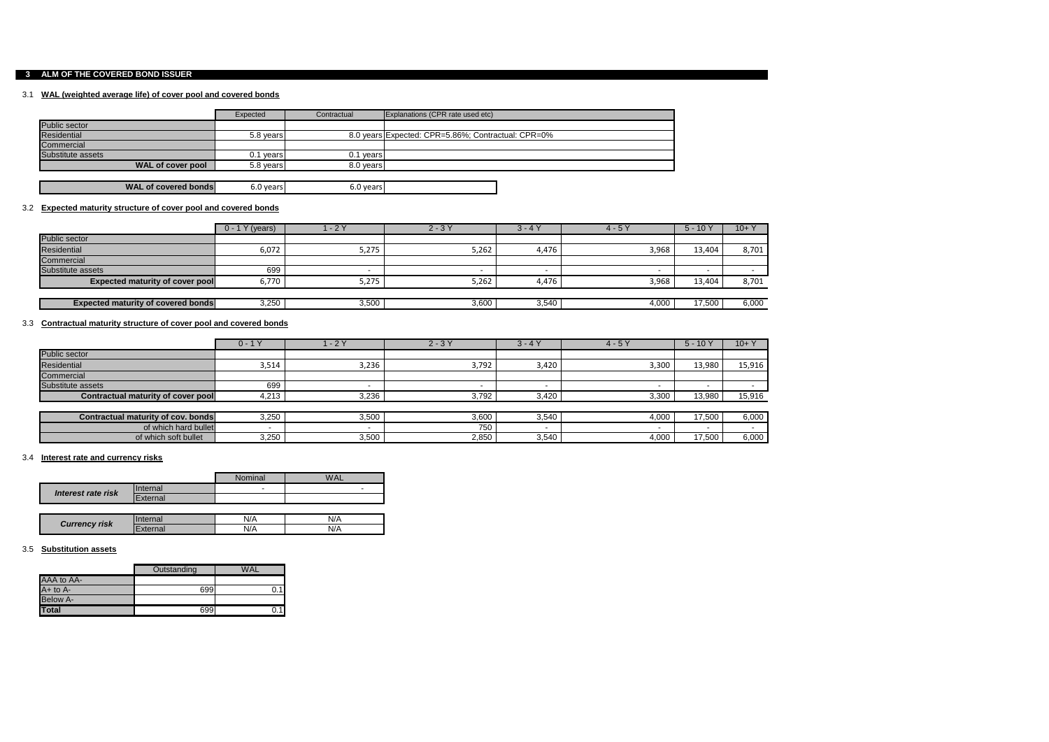## 3 ALM OF THE COVERED BOND ISSUER

### 3.1 WAL (weighted average life) of cover pool and covered bonds

| | Expected | Contractual | Explanations (CPR rate used etc) |
|---|---|---|---|
| Public sector | | | |
| Residential | 5.8 years | 8.0 years | Expected: CPR=5.86%; Contractual: CPR=0% |
| Commercial | | | |
| Substitute assets | 0.1 years | 0.1 years | |
| **WAL of cover pool** | 5.8 years | 8.0 years | |
| | | | |
| **WAL of covered bonds** | 6.0 years | 6.0 years | |

### 3.2 Expected maturity structure of cover pool and covered bonds

| | 0 - 1 Y (years) | 1 - 2 Y | 2 - 3 Y | 3 - 4 Y | 4 - 5 Y | 5 - 10 Y | 10+ Y |
|---|---|---|---|---|---|---|---|
| Public sector | | | | | | | |
| Residential | 6,072 | 5,275 | 5,262 | 4,476 | 3,968 | 13,404 | 8,701 |
| Commercial | | | | | | | |
| Substitute assets | 699 | - | - | - | - | - | - |
| **Expected maturity of cover pool** | 6,770 | 5,275 | 5,262 | 4,476 | 3,968 | 13,404 | 8,701 |
| | | | | | | | |
| **Expected maturity of covered bonds** | 3,250 | 3,500 | 3,600 | 3,540 | 4,000 | 17,500 | 6,000 |

### 3.3 Contractual maturity structure of cover pool and covered bonds

| | 0 - 1 Y | 1 - 2 Y | 2 - 3 Y | 3 - 4 Y | 4 - 5 Y | 5 - 10 Y | 10+ Y |
|---|---|---|---|---|---|---|---|
| Public sector | | | | | | | |
| Residential | 3,514 | 3,236 | 3,792 | 3,420 | 3,300 | 13,980 | 15,916 |
| Commercial | | | | | | | |
| Substitute assets | 699 | - | - | - | - | - | - |
| **Contractual maturity of cover pool** | 4,213 | 3,236 | 3,792 | 3,420 | 3,300 | 13,980 | 15,916 |
| | | | | | | | |
| **Contractual maturity of cov. bonds** | 3,250 | 3,500 | 3,600 | 3,540 | 4,000 | 17,500 | 6,000 |
| of which hard bullet | - | - | 750 | - | - | - | - |
| of which soft bullet | 3,250 | 3,500 | 2,850 | 3,540 | 4,000 | 17,500 | 6,000 |

### 3.4 Interest rate and currency risks

| | | Nominal | WAL |
|---|---|---|---|
| *Interest rate risk* | Internal | - | - |
| | External | | |
| | | | |
| *Currency risk* | Internal | N/A | N/A |
| | External | N/A | N/A |

### 3.5 Substitution assets

| | Outstanding | WAL |
|---|---|---|
| AAA to AA- | | |
| A+ to A- | 699 | 0.1 |
| Below A- | | |
| **Total** | 699 | 0.1 |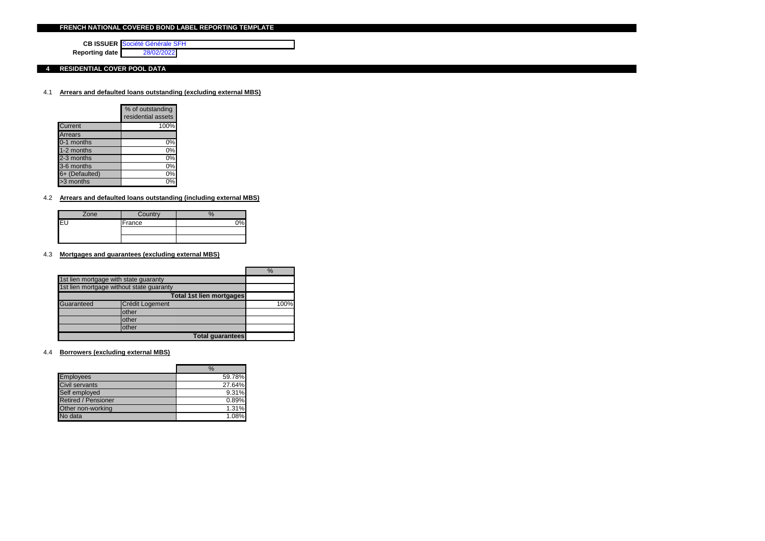# FRENCH NATIONAL COVERED BOND LABEL REPORTING TEMPLATE

**CB ISSUER** Société Générale SFH

**Reporting date** 28/02/2022

## 4 RESIDENTIAL COVER POOL DATA

### 4.1 Arrears and defaulted loans outstanding (excluding external MBS)

| | % of outstanding residential assets |
|---|---|
| Current | 100% |
| Arrears | |
| 0-1 months | 0% |
| 1-2 months | 0% |
| 2-3 months | 0% |
| 3-6 months | 0% |
| 6+ (Defaulted) | 0% |
| >3 months | 0% |

### 4.2 Arrears and defaulted loans outstanding (including external MBS)

| Zone | Country | % |
|---|---|---|
| EU | France | 0% |
| | | |
| | | |

### 4.3 Mortgages and guarantees (excluding external MBS)

| | | % |
|---|---|---|
| 1st lien mortgage with state guaranty | | |
| 1st lien mortgage without state guaranty | | |
| | Total 1st lien mortgages | |
| Guaranteed | Crédit Logement | 100% |
| | other | |
| | other | |
| | other | |
| | Total guarantees | |

### 4.4 Borrowers (excluding external MBS)

| | % |
|---|---|
| Employees | 59.78% |
| Civil servants | 27.64% |
| Self employed | 9.31% |
| Retired / Pensioner | 0.89% |
| Other non-working | 1.31% |
| No data | 1.08% |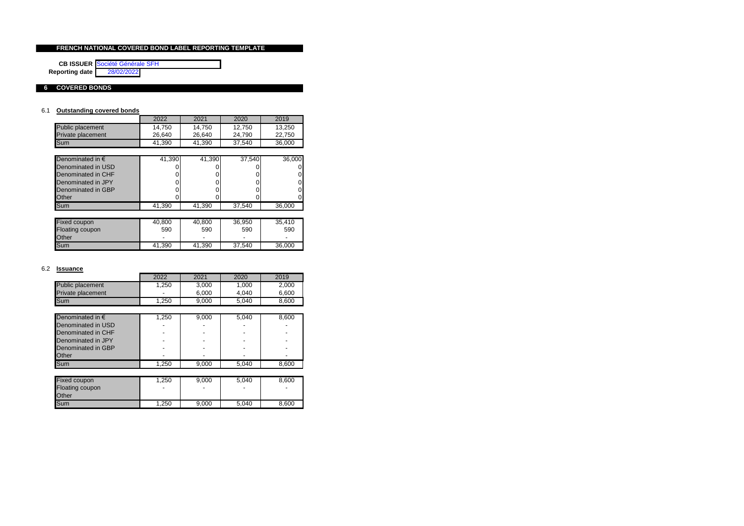# FRENCH NATIONAL COVERED BOND LABEL REPORTING TEMPLATE

**CB ISSUER** Société Générale SFH

**Reporting date** 28/02/2022

## 6 COVERED BONDS

### 6.1 Outstanding covered bonds

| | 2022 | 2021 | 2020 | 2019 |
|---|---|---|---|---|
| Public placement | 14,750 | 14,750 | 12,750 | 13,250 |
| Private placement | 26,640 | 26,640 | 24,790 | 22,750 |
| Sum | 41,390 | 41,390 | 37,540 | 36,000 |

| | | | | |
|---|---|---|---|---|
| Denominated in € | 41,390 | 41,390 | 37,540 | 36,000 |
| Denominated in USD | 0 | 0 | 0 | 0 |
| Denominated in CHF | 0 | 0 | 0 | 0 |
| Denominated in JPY | 0 | 0 | 0 | 0 |
| Denominated in GBP | 0 | 0 | 0 | 0 |
| Other | 0 | 0 | 0 | 0 |
| Sum | 41,390 | 41,390 | 37,540 | 36,000 |

| | | | | |
|---|---|---|---|---|
| Fixed coupon | 40,800 | 40,800 | 36,950 | 35,410 |
| Floating coupon | 590 | 590 | 590 | 590 |
| Other | - | - | - | - |
| Sum | 41,390 | 41,390 | 37,540 | 36,000 |

### 6.2 Issuance

| | 2022 | 2021 | 2020 | 2019 |
|---|---|---|---|---|
| Public placement | 1,250 | 3,000 | 1,000 | 2,000 |
| Private placement | - | 6,000 | 4,040 | 6,600 |
| Sum | 1,250 | 9,000 | 5,040 | 8,600 |

| | | | | |
|---|---|---|---|---|
| Denominated in € | 1,250 | 9,000 | 5,040 | 8,600 |
| Denominated in USD | - | - | - | - |
| Denominated in CHF | - | - | - | - |
| Denominated in JPY | - | - | - | - |
| Denominated in GBP | - | - | - | - |
| Other | - | - | - | - |
| Sum | 1,250 | 9,000 | 5,040 | 8,600 |

| | | | | |
|---|---|---|---|---|
| Fixed coupon | 1,250 | 9,000 | 5,040 | 8,600 |
| Floating coupon | - | - | - | - |
| Other | | | | |
| Sum | 1,250 | 9,000 | 5,040 | 8,600 |